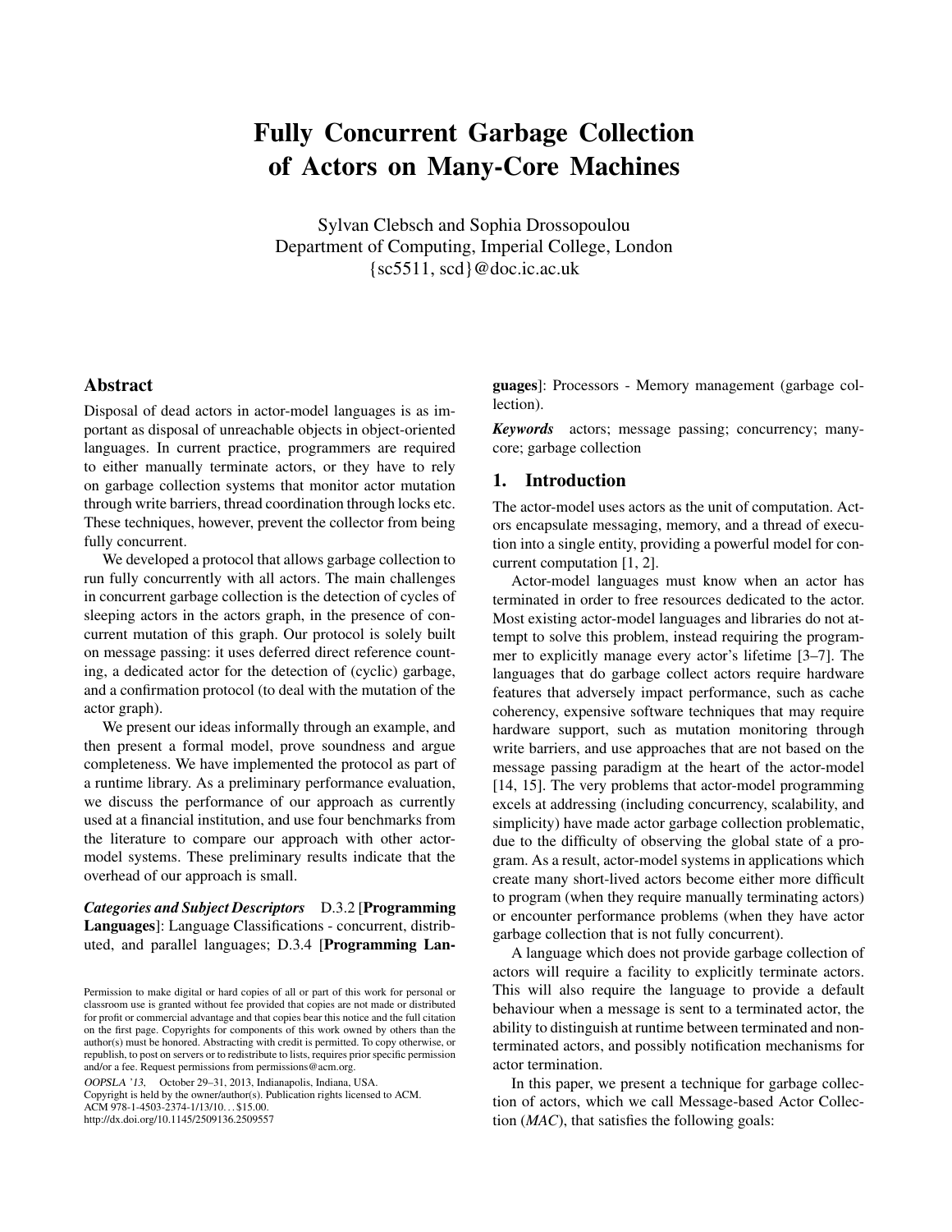# Fully Concurrent Garbage Collection of Actors on Many-Core Machines

Sylvan Clebsch and Sophia Drossopoulou
Department of Computing, Imperial College, London
{sc5511, scd}@doc.ic.ac.uk

## Abstract

Disposal of dead actors in actor-model languages is as important as disposal of unreachable objects in object-oriented languages. In current practice, programmers are required to either manually terminate actors, or they have to rely on garbage collection systems that monitor actor mutation through write barriers, thread coordination through locks etc. These techniques, however, prevent the collector from being fully concurrent.

We developed a protocol that allows garbage collection to run fully concurrently with all actors. The main challenges in concurrent garbage collection is the detection of cycles of sleeping actors in the actors graph, in the presence of concurrent mutation of this graph. Our protocol is solely built on message passing: it uses deferred direct reference counting, a dedicated actor for the detection of (cyclic) garbage, and a confirmation protocol (to deal with the mutation of the actor graph).

We present our ideas informally through an example, and then present a formal model, prove soundness and argue completeness. We have implemented the protocol as part of a runtime library. As a preliminary performance evaluation, we discuss the performance of our approach as currently used at a financial institution, and use four benchmarks from the literature to compare our approach with other actor-model systems. These preliminary results indicate that the overhead of our approach is small.

***Categories and Subject Descriptors*** D.3.2 [**Programming Languages**]: Language Classifications - concurrent, distributed, and parallel languages; D.3.4 [**Programming Languages**]: Processors - Memory management (garbage collection).

***Keywords*** actors; message passing; concurrency; many-core; garbage collection

Permission to make digital or hard copies of all or part of this work for personal or classroom use is granted without fee provided that copies are not made or distributed for profit or commercial advantage and that copies bear this notice and the full citation on the first page. Copyrights for components of this work owned by others than the author(s) must be honored. Abstracting with credit is permitted. To copy otherwise, or republish, to post on servers or to redistribute to lists, requires prior specific permission and/or a fee. Request permissions from permissions@acm.org.
*OOPSLA '13*, October 29–31, 2013, Indianapolis, Indiana, USA.
Copyright is held by the owner/author(s). Publication rights licensed to ACM.
ACM 978-1-4503-2374-1/13/10. . . $15.00.
http://dx.doi.org/10.1145/2509136.2509557

## 1. Introduction

The actor-model uses actors as the unit of computation. Actors encapsulate messaging, memory, and a thread of execution into a single entity, providing a powerful model for concurrent computation [1, 2].

Actor-model languages must know when an actor has terminated in order to free resources dedicated to the actor. Most existing actor-model languages and libraries do not attempt to solve this problem, instead requiring the programmer to explicitly manage every actor's lifetime [3–7]. The languages that do garbage collect actors require hardware features that adversely impact performance, such as cache coherency, expensive software techniques that may require hardware support, such as mutation monitoring through write barriers, and use approaches that are not based on the message passing paradigm at the heart of the actor-model [14, 15]. The very problems that actor-model programming excels at addressing (including concurrency, scalability, and simplicity) have made actor garbage collection problematic, due to the difficulty of observing the global state of a program. As a result, actor-model systems in applications which create many short-lived actors become either more difficult to program (when they require manually terminating actors) or encounter performance problems (when they have actor garbage collection that is not fully concurrent).

A language which does not provide garbage collection of actors will require a facility to explicitly terminate actors. This will also require the language to provide a default behaviour when a message is sent to a terminated actor, the ability to distinguish at runtime between terminated and non-terminated actors, and possibly notification mechanisms for actor termination.

In this paper, we present a technique for garbage collection of actors, which we call Message-based Actor Collection (*MAC*), that satisfies the following goals: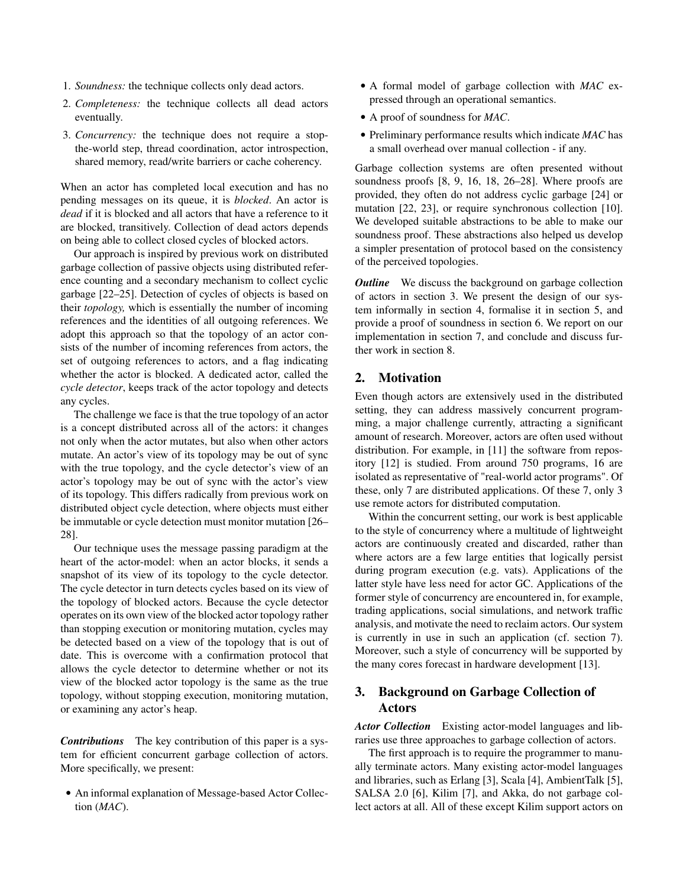1. *Soundness:* the technique collects only dead actors.
2. *Completeness:* the technique collects all dead actors eventually.
3. *Concurrency:* the technique does not require a stop-the-world step, thread coordination, actor introspection, shared memory, read/write barriers or cache coherency.

When an actor has completed local execution and has no pending messages on its queue, it is *blocked*. An actor is *dead* if it is blocked and all actors that have a reference to it are blocked, transitively. Collection of dead actors depends on being able to collect closed cycles of blocked actors.

Our approach is inspired by previous work on distributed garbage collection of passive objects using distributed reference counting and a secondary mechanism to collect cyclic garbage [22–25]. Detection of cycles of objects is based on their *topology,* which is essentially the number of incoming references and the identities of all outgoing references. We adopt this approach so that the topology of an actor consists of the number of incoming references from actors, the set of outgoing references to actors, and a flag indicating whether the actor is blocked. A dedicated actor, called the *cycle detector*, keeps track of the actor topology and detects any cycles.

The challenge we face is that the true topology of an actor is a concept distributed across all of the actors: it changes not only when the actor mutates, but also when other actors mutate. An actor's view of its topology may be out of sync with the true topology, and the cycle detector's view of an actor's topology may be out of sync with the actor's view of its topology. This differs radically from previous work on distributed object cycle detection, where objects must either be immutable or cycle detection must monitor mutation [26–28].

Our technique uses the message passing paradigm at the heart of the actor-model: when an actor blocks, it sends a snapshot of its view of its topology to the cycle detector. The cycle detector in turn detects cycles based on its view of the topology of blocked actors. Because the cycle detector operates on its own view of the blocked actor topology rather than stopping execution or monitoring mutation, cycles may be detected based on a view of the topology that is out of date. This is overcome with a confirmation protocol that allows the cycle detector to determine whether or not its view of the blocked actor topology is the same as the true topology, without stopping execution, monitoring mutation, or examining any actor's heap.

***Contributions*** The key contribution of this paper is a system for efficient concurrent garbage collection of actors. More specifically, we present:

- An informal explanation of Message-based Actor Collection (*MAC*).
- A formal model of garbage collection with *MAC* expressed through an operational semantics.
- A proof of soundness for *MAC*.
- Preliminary performance results which indicate *MAC* has a small overhead over manual collection - if any.

Garbage collection systems are often presented without soundness proofs [8, 9, 16, 18, 26–28]. Where proofs are provided, they often do not address cyclic garbage [24] or mutation [22, 23], or require synchronous collection [10]. We developed suitable abstractions to be able to make our soundness proof. These abstractions also helped us develop a simpler presentation of protocol based on the consistency of the perceived topologies.

***Outline*** We discuss the background on garbage collection of actors in section 3. We present the design of our system informally in section 4, formalise it in section 5, and provide a proof of soundness in section 6. We report on our implementation in section 7, and conclude and discuss further work in section 8.

## 2. Motivation

Even though actors are extensively used in the distributed setting, they can address massively concurrent programming, a major challenge currently, attracting a significant amount of research. Moreover, actors are often used without distribution. For example, in [11] the software from repository [12] is studied. From around 750 programs, 16 are isolated as representative of "real-world actor programs". Of these, only 7 are distributed applications. Of these 7, only 3 use remote actors for distributed computation.

Within the concurrent setting, our work is best applicable to the style of concurrency where a multitude of lightweight actors are continuously created and discarded, rather than where actors are a few large entities that logically persist during program execution (e.g. vats). Applications of the latter style have less need for actor GC. Applications of the former style of concurrency are encountered in, for example, trading applications, social simulations, and network traffic analysis, and motivate the need to reclaim actors. Our system is currently in use in such an application (cf. section 7). Moreover, such a style of concurrency will be supported by the many cores forecast in hardware development [13].

## 3. Background on Garbage Collection of Actors

***Actor Collection*** Existing actor-model languages and libraries use three approaches to garbage collection of actors.

The first approach is to require the programmer to manually terminate actors. Many existing actor-model languages and libraries, such as Erlang [3], Scala [4], AmbientTalk [5], SALSA 2.0 [6], Kilim [7], and Akka, do not garbage collect actors at all. All of these except Kilim support actors on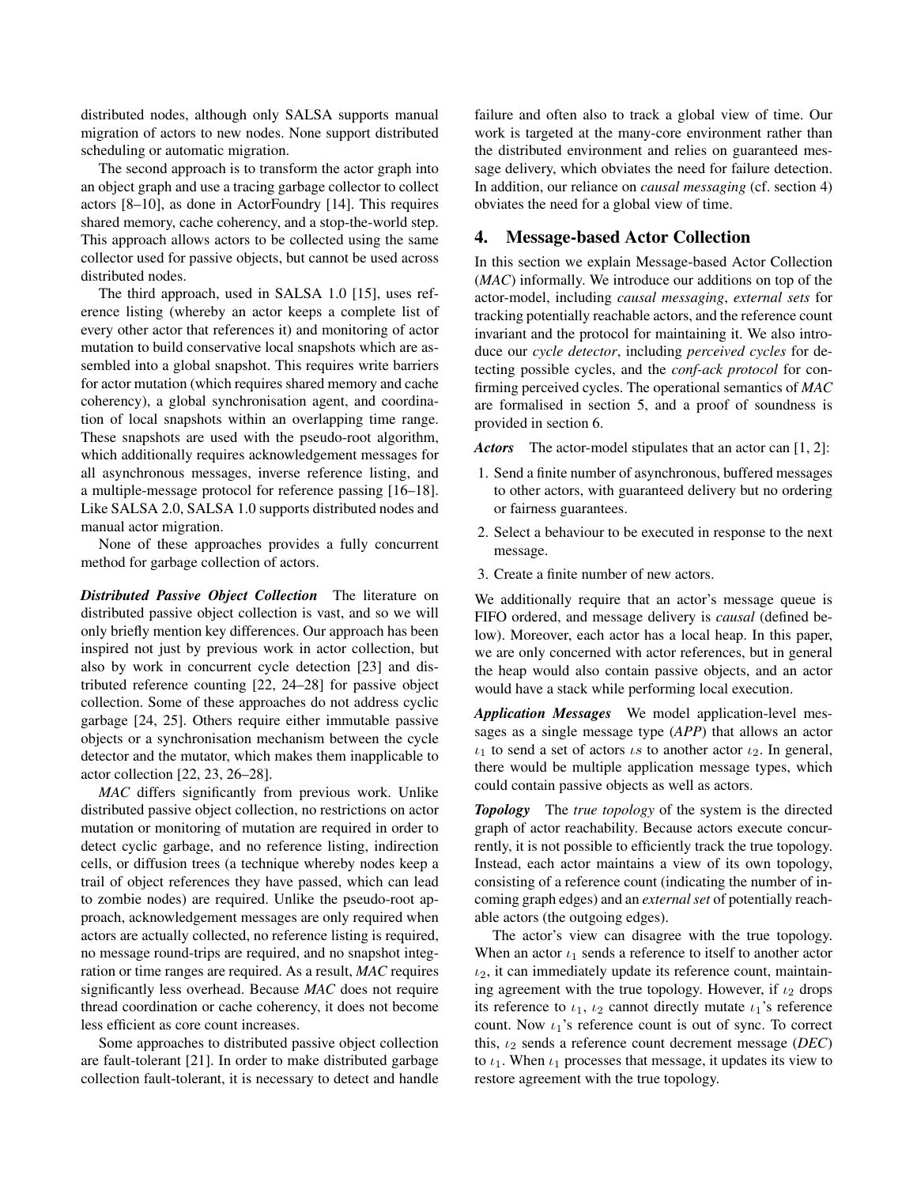distributed nodes, although only SALSA supports manual migration of actors to new nodes. None support distributed scheduling or automatic migration.

The second approach is to transform the actor graph into an object graph and use a tracing garbage collector to collect actors [8–10], as done in ActorFoundry [14]. This requires shared memory, cache coherency, and a stop-the-world step. This approach allows actors to be collected using the same collector used for passive objects, but cannot be used across distributed nodes.

The third approach, used in SALSA 1.0 [15], uses reference listing (whereby an actor keeps a complete list of every other actor that references it) and monitoring of actor mutation to build conservative local snapshots which are assembled into a global snapshot. This requires write barriers for actor mutation (which requires shared memory and cache coherency), a global synchronisation agent, and coordination of local snapshots within an overlapping time range. These snapshots are used with the pseudo-root algorithm, which additionally requires acknowledgement messages for all asynchronous messages, inverse reference listing, and a multiple-message protocol for reference passing [16–18]. Like SALSA 2.0, SALSA 1.0 supports distributed nodes and manual actor migration.

None of these approaches provides a fully concurrent method for garbage collection of actors.

***Distributed Passive Object Collection*** The literature on distributed passive object collection is vast, and so we will only briefly mention key differences. Our approach has been inspired not just by previous work in actor collection, but also by work in concurrent cycle detection [23] and distributed reference counting [22, 24–28] for passive object collection. Some of these approaches do not address cyclic garbage [24, 25]. Others require either immutable passive objects or a synchronisation mechanism between the cycle detector and the mutator, which makes them inapplicable to actor collection [22, 23, 26–28].

*MAC* differs significantly from previous work. Unlike distributed passive object collection, no restrictions on actor mutation or monitoring of mutation are required in order to detect cyclic garbage, and no reference listing, indirection cells, or diffusion trees (a technique whereby nodes keep a trail of object references they have passed, which can lead to zombie nodes) are required. Unlike the pseudo-root approach, acknowledgement messages are only required when actors are actually collected, no reference listing is required, no message round-trips are required, and no snapshot integration or time ranges are required. As a result, *MAC* requires significantly less overhead. Because *MAC* does not require thread coordination or cache coherency, it does not become less efficient as core count increases.

Some approaches to distributed passive object collection are fault-tolerant [21]. In order to make distributed garbage collection fault-tolerant, it is necessary to detect and handle failure and often also to track a global view of time. Our work is targeted at the many-core environment rather than the distributed environment and relies on guaranteed message delivery, which obviates the need for failure detection. In addition, our reliance on *causal messaging* (cf. section 4) obviates the need for a global view of time.

## 4. Message-based Actor Collection

In this section we explain Message-based Actor Collection (*MAC*) informally. We introduce our additions on top of the actor-model, including *causal messaging*, *external sets* for tracking potentially reachable actors, and the reference count invariant and the protocol for maintaining it. We also introduce our *cycle detector*, including *perceived cycles* for detecting possible cycles, and the *conf-ack protocol* for confirming perceived cycles. The operational semantics of *MAC* are formalised in section 5, and a proof of soundness is provided in section 6.

***Actors*** The actor-model stipulates that an actor can [1, 2]:

1. Send a finite number of asynchronous, buffered messages to other actors, with guaranteed delivery but no ordering or fairness guarantees.
2. Select a behaviour to be executed in response to the next message.
3. Create a finite number of new actors.

We additionally require that an actor's message queue is FIFO ordered, and message delivery is *causal* (defined below). Moreover, each actor has a local heap. In this paper, we are only concerned with actor references, but in general the heap would also contain passive objects, and an actor would have a stack while performing local execution.

***Application Messages*** We model application-level messages as a single message type (*APP*) that allows an actor $\iota_1$ to send a set of actors $\iota s$ to another actor $\iota_2$. In general, there would be multiple application message types, which could contain passive objects as well as actors.

***Topology*** The *true topology* of the system is the directed graph of actor reachability. Because actors execute concurrently, it is not possible to efficiently track the true topology. Instead, each actor maintains a view of its own topology, consisting of a reference count (indicating the number of incoming graph edges) and an *external set* of potentially reachable actors (the outgoing edges).

The actor's view can disagree with the true topology. When an actor $\iota_1$ sends a reference to itself to another actor $\iota_2$, it can immediately update its reference count, maintaining agreement with the true topology. However, if $\iota_2$ drops its reference to $\iota_1$, $\iota_2$ cannot directly mutate $\iota_1$'s reference count. Now $\iota_1$'s reference count is out of sync. To correct this, $\iota_2$ sends a reference count decrement message (*DEC*) to $\iota_1$. When $\iota_1$ processes that message, it updates its view to restore agreement with the true topology.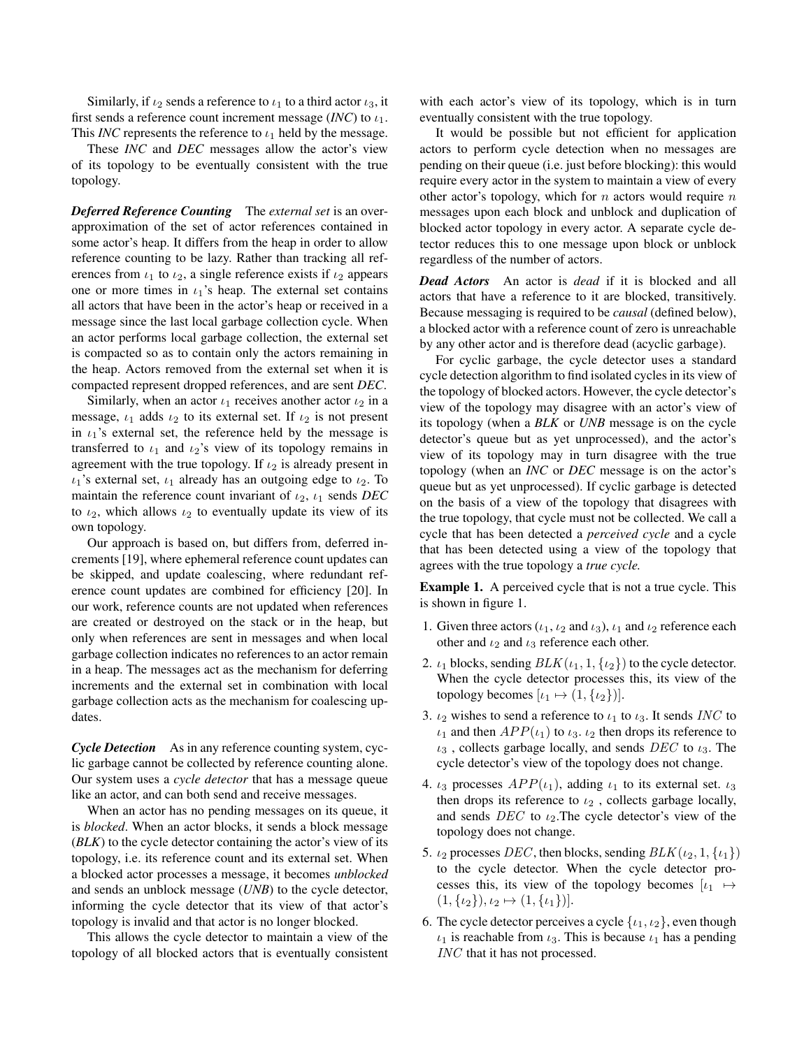Similarly, if $\iota_2$ sends a reference to $\iota_1$ to a third actor $\iota_3$, it first sends a reference count increment message (*INC*) to $\iota_1$. This *INC* represents the reference to $\iota_1$ held by the message.

These *INC* and *DEC* messages allow the actor's view of its topology to be eventually consistent with the true topology.

***Deferred Reference Counting*** The *external set* is an over-approximation of the set of actor references contained in some actor's heap. It differs from the heap in order to allow reference counting to be lazy. Rather than tracking all references from $\iota_1$ to $\iota_2$, a single reference exists if $\iota_2$ appears one or more times in $\iota_1$'s heap. The external set contains all actors that have been in the actor's heap or received in a message since the last local garbage collection cycle. When an actor performs local garbage collection, the external set is compacted so as to contain only the actors remaining in the heap. Actors removed from the external set when it is compacted represent dropped references, and are sent *DEC*.

Similarly, when an actor $\iota_1$ receives another actor $\iota_2$ in a message, $\iota_1$ adds $\iota_2$ to its external set. If $\iota_2$ is not present in $\iota_1$'s external set, the reference held by the message is transferred to $\iota_1$ and $\iota_2$'s view of its topology remains in agreement with the true topology. If $\iota_2$ is already present in $\iota_1$'s external set, $\iota_1$ already has an outgoing edge to $\iota_2$. To maintain the reference count invariant of $\iota_2$, $\iota_1$ sends *DEC* to $\iota_2$, which allows $\iota_2$ to eventually update its view of its own topology.

Our approach is based on, but differs from, deferred increments [19], where ephemeral reference count updates can be skipped, and update coalescing, where redundant reference count updates are combined for efficiency [20]. In our work, reference counts are not updated when references are created or destroyed on the stack or in the heap, but only when references are sent in messages and when local garbage collection indicates no references to an actor remain in a heap. The messages act as the mechanism for deferring increments and the external set in combination with local garbage collection acts as the mechanism for coalescing updates.

***Cycle Detection*** As in any reference counting system, cyclic garbage cannot be collected by reference counting alone. Our system uses a *cycle detector* that has a message queue like an actor, and can both send and receive messages.

When an actor has no pending messages on its queue, it is *blocked*. When an actor blocks, it sends a block message (*BLK*) to the cycle detector containing the actor's view of its topology, i.e. its reference count and its external set. When a blocked actor processes a message, it becomes *unblocked* and sends an unblock message (*UNB*) to the cycle detector, informing the cycle detector that its view of that actor's topology is invalid and that actor is no longer blocked.

This allows the cycle detector to maintain a view of the topology of all blocked actors that is eventually consistent with each actor's view of its topology, which is in turn eventually consistent with the true topology.

It would be possible but not efficient for application actors to perform cycle detection when no messages are pending on their queue (i.e. just before blocking): this would require every actor in the system to maintain a view of every other actor's topology, which for $n$ actors would require $n$ messages upon each block and unblock and duplication of blocked actor topology in every actor. A separate cycle detector reduces this to one message upon block or unblock regardless of the number of actors.

***Dead Actors*** An actor is *dead* if it is blocked and all actors that have a reference to it are blocked, transitively. Because messaging is required to be *causal* (defined below), a blocked actor with a reference count of zero is unreachable by any other actor and is therefore dead (acyclic garbage).

For cyclic garbage, the cycle detector uses a standard cycle detection algorithm to find isolated cycles in its view of the topology of blocked actors. However, the cycle detector's view of the topology may disagree with an actor's view of its topology (when a *BLK* or *UNB* message is on the cycle detector's queue but as yet unprocessed), and the actor's view of its topology may in turn disagree with the true topology (when an *INC* or *DEC* message is on the actor's queue but as yet unprocessed). If cyclic garbage is detected on the basis of a view of the topology that disagrees with the true topology, that cycle must not be collected. We call a cycle that has been detected a *perceived cycle* and a cycle that has been detected using a view of the topology that agrees with the true topology a *true cycle.*

**Example 1.** A perceived cycle that is not a true cycle. This is shown in figure 1.

1. Given three actors ($\iota_1$, $\iota_2$ and $\iota_3$), $\iota_1$ and $\iota_2$ reference each other and $\iota_2$ and $\iota_3$ reference each other.
2. $\iota_1$ blocks, sending $BLK(\iota_1, 1, \{\iota_2\})$ to the cycle detector. When the cycle detector processes this, its view of the topology becomes $[\iota_1 \mapsto (1, \{\iota_2\})]$.
3. $\iota_2$ wishes to send a reference to $\iota_1$ to $\iota_3$. It sends $INC$ to $\iota_1$ and then $APP(\iota_1)$ to $\iota_3$. $\iota_2$ then drops its reference to $\iota_3$ , collects garbage locally, and sends $DEC$ to $\iota_3$. The cycle detector's view of the topology does not change.
4. $\iota_3$ processes $APP(\iota_1)$, adding $\iota_1$ to its external set. $\iota_3$ then drops its reference to $\iota_2$ , collects garbage locally, and sends $DEC$ to $\iota_2$.The cycle detector's view of the topology does not change.
5. $\iota_2$ processes $DEC$, then blocks, sending $BLK(\iota_2, 1, \{\iota_1\})$ to the cycle detector. When the cycle detector processes this, its view of the topology becomes $[\iota_1 \mapsto (1, \{\iota_2\}), \iota_2 \mapsto (1, \{\iota_1\})]$.
6. The cycle detector perceives a cycle $\{\iota_1, \iota_2\}$, even though $\iota_1$ is reachable from $\iota_3$. This is because $\iota_1$ has a pending $INC$ that it has not processed.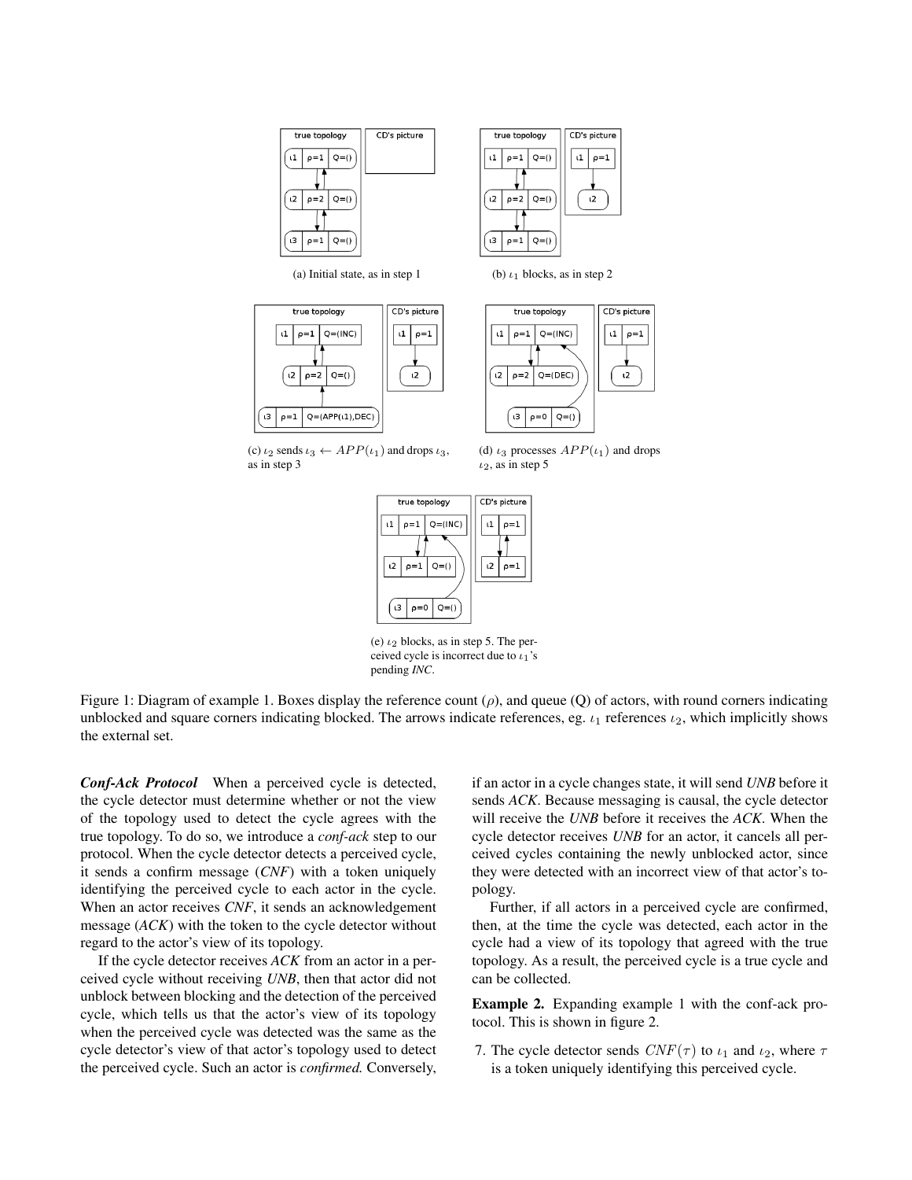(a) Initial state, as in step 1

(b) $\iota_1$ blocks, as in step 2

(c) $\iota_2$ sends $\iota_3 \leftarrow APP(\iota_1)$ and drops $\iota_3$, as in step 3

(d) $\iota_3$ processes $APP(\iota_1)$ and drops $\iota_2$, as in step 5

(e) $\iota_2$ blocks, as in step 5. The perceived cycle is incorrect due to $\iota_1$'s pending *INC*.

Figure 1: Diagram of example 1. Boxes display the reference count ($\rho$), and queue (Q) of actors, with round corners indicating unblocked and square corners indicating blocked. The arrows indicate references, eg. $\iota_1$ references $\iota_2$, which implicitly shows the external set.

***Conf-Ack Protocol*** When a perceived cycle is detected, the cycle detector must determine whether or not the view of the topology used to detect the cycle agrees with the true topology. To do so, we introduce a *conf-ack* step to our protocol. When the cycle detector detects a perceived cycle, it sends a confirm message (*CNF*) with a token uniquely identifying the perceived cycle to each actor in the cycle. When an actor receives *CNF*, it sends an acknowledgement message (*ACK*) with the token to the cycle detector without regard to the actor's view of its topology.

If the cycle detector receives *ACK* from an actor in a perceived cycle without receiving *UNB*, then that actor did not unblock between blocking and the detection of the perceived cycle, which tells us that the actor's view of its topology when the perceived cycle was detected was the same as the cycle detector's view of that actor's topology used to detect the perceived cycle. Such an actor is *confirmed.* Conversely, if an actor in a cycle changes state, it will send *UNB* before it sends *ACK*. Because messaging is causal, the cycle detector will receive the *UNB* before it receives the *ACK*. When the cycle detector receives *UNB* for an actor, it cancels all perceived cycles containing the newly unblocked actor, since they were detected with an incorrect view of that actor's topology.

Further, if all actors in a perceived cycle are confirmed, then, at the time the cycle was detected, each actor in the cycle had a view of its topology that agreed with the true topology. As a result, the perceived cycle is a true cycle and can be collected.

**Example 2.** Expanding example 1 with the conf-ack protocol. This is shown in figure 2.

7. The cycle detector sends $CNF(\tau)$ to $\iota_1$ and $\iota_2$, where $\tau$ is a token uniquely identifying this perceived cycle.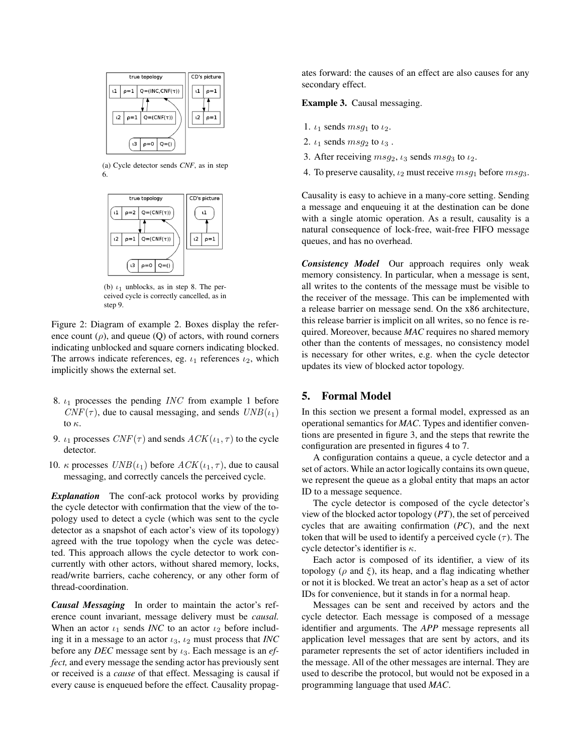(a) Cycle detector sends *CNF*, as in step 6.

(b) $\iota_1$ unblocks, as in step 8. The perceived cycle is correctly cancelled, as in step 9.

Figure 2: Diagram of example 2. Boxes display the reference count ($\rho$), and queue (Q) of actors, with round corners indicating unblocked and square corners indicating blocked. The arrows indicate references, eg. $\iota_1$ references $\iota_2$, which implicitly shows the external set.

8. $\iota_1$ processes the pending $INC$ from example 1 before $CNF(\tau)$, due to causal messaging, and sends $UNB(\iota_1)$ to $\kappa$.
9. $\iota_1$ processes $CNF(\tau)$ and sends $ACK(\iota_1, \tau)$ to the cycle detector.
10. $\kappa$ processes $UNB(\iota_1)$ before $ACK(\iota_1, \tau)$, due to causal messaging, and correctly cancels the perceived cycle.

***Explanation*** The conf-ack protocol works by providing the cycle detector with confirmation that the view of the topology used to detect a cycle (which was sent to the cycle detector as a snapshot of each actor's view of its topology) agreed with the true topology when the cycle was detected. This approach allows the cycle detector to work concurrently with other actors, without shared memory, locks, read/write barriers, cache coherency, or any other form of thread-coordination.

***Causal Messaging*** In order to maintain the actor's reference count invariant, message delivery must be *causal.* When an actor $\iota_1$ sends *INC* to an actor $\iota_2$ before including it in a message to an actor $\iota_3$, $\iota_2$ must process that *INC* before any *DEC* message sent by $\iota_3$. Each message is an *effect,* and every message the sending actor has previously sent or received is a *cause* of that effect. Messaging is causal if every cause is enqueued before the effect. Causality propagates forward: the causes of an effect are also causes for any secondary effect.

**Example 3.** Causal messaging.

1. $\iota_1$ sends $msg_1$ to $\iota_2$.
2. $\iota_1$ sends $msg_2$ to $\iota_3$ .
3. After receiving $msg_2$, $\iota_3$ sends $msg_3$ to $\iota_2$.
4. To preserve causality, $\iota_2$ must receive $msg_1$ before $msg_3$.

Causality is easy to achieve in a many-core setting. Sending a message and enqueuing it at the destination can be done with a single atomic operation. As a result, causality is a natural consequence of lock-free, wait-free FIFO message queues, and has no overhead.

***Consistency Model*** Our approach requires only weak memory consistency. In particular, when a message is sent, all writes to the contents of the message must be visible to the receiver of the message. This can be implemented with a release barrier on message send. On the x86 architecture, this release barrier is implicit on all writes, so no fence is required. Moreover, because *MAC* requires no shared memory other than the contents of messages, no consistency model is necessary for other writes, e.g. when the cycle detector updates its view of blocked actor topology.

## 5. Formal Model

In this section we present a formal model, expressed as an operational semantics for *MAC*. Types and identifier conventions are presented in figure 3, and the steps that rewrite the configuration are presented in figures 4 to 7.

A configuration contains a queue, a cycle detector and a set of actors. While an actor logically contains its own queue, we represent the queue as a global entity that maps an actor ID to a message sequence.

The cycle detector is composed of the cycle detector's view of the blocked actor topology (*PT*), the set of perceived cycles that are awaiting confirmation (*PC*), and the next token that will be used to identify a perceived cycle ($\tau$). The cycle detector's identifier is $\kappa$.

Each actor is composed of its identifier, a view of its topology ($\rho$ and $\xi$), its heap, and a flag indicating whether or not it is blocked. We treat an actor's heap as a set of actor IDs for convenience, but it stands in for a normal heap.

Messages can be sent and received by actors and the cycle detector. Each message is composed of a message identifier and arguments. The *APP* message represents all application level messages that are sent by actors, and its parameter represents the set of actor identifiers included in the message. All of the other messages are internal. They are used to describe the protocol, but would not be exposed in a programming language that used *MAC*.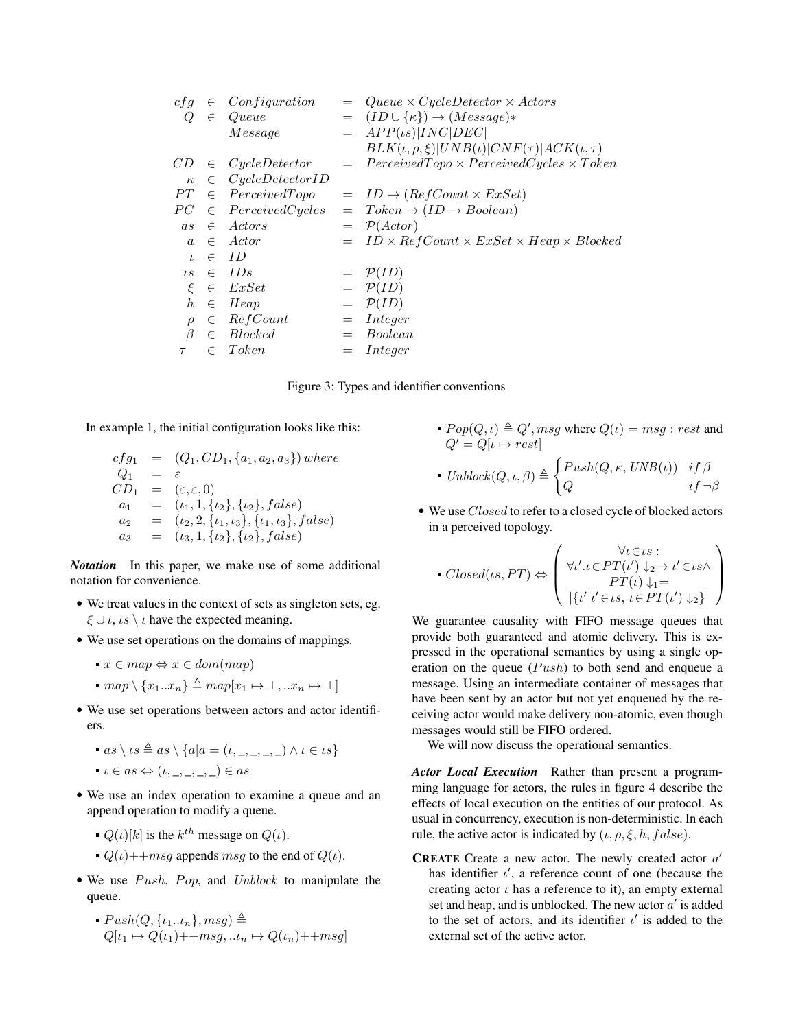$$
\begin{array}{rcllcl}
cfg & \in & Configuration & = & Queue \times CycleDetector \times Actors \\
Q & \in & Queue & = & (ID \cup \{\kappa\}) \rightarrow (Message)* \\
 & & Message & = & APP(\iota s) | INC | DEC | \\
 & & & & BLK(\iota, \rho, \xi) | UNB(\iota) | CNF(\tau) | ACK(\iota, \tau) \\
CD & \in & CycleDetector & = & PerceivedTopo \times PerceivedCycles \times Token \\
\kappa & \in & CycleDetectorID & & \\
PT & \in & PerceivedTopo & = & ID \rightarrow (RefCount \times ExSet) \\
PC & \in & PerceivedCycles & = & Token \rightarrow (ID \rightarrow Boolean) \\
as & \in & Actors & = & \mathcal{P}(Actor) \\
a & \in & Actor & = & ID \times RefCount \times ExSet \times Heap \times Blocked \\
\iota & \in & ID & & \\
\iota s & \in & IDs & = & \mathcal{P}(ID) \\
\xi & \in & ExSet & = & \mathcal{P}(ID) \\
h & \in & Heap & = & \mathcal{P}(ID) \\
\rho & \in & RefCount & = & Integer \\
\beta & \in & Blocked & = & Boolean \\
\tau & \in & Token & = & Integer
\end{array}
$$

Figure 3: Types and identifier conventions

In example 1, the initial configuration looks like this:

$$
\begin{array}{rcl}
cfg_1 & = & (Q_1, CD_1, \{a_1, a_2, a_3\})\ where \\
Q_1 & = & \varepsilon \\
CD_1 & = & (\varepsilon, \varepsilon, 0) \\
a_1 & = & (\iota_1, 1, \{\iota_2\}, \{\iota_2\}, false) \\
a_2 & = & (\iota_2, 2, \{\iota_1, \iota_3\}, \{\iota_1, \iota_3\}, false) \\
a_3 & = & (\iota_3, 1, \{\iota_2\}, \{\iota_2\}, false)
\end{array}
$$

***Notation*** In this paper, we make use of some additional notation for convenience.

- We treat values in the context of sets as singleton sets, eg. $\xi \cup \iota$, $\iota s \setminus \iota$ have the expected meaning.
- We use set operations on the domains of mappings.
  - $x \in map \Leftrightarrow x \in dom(map)$
  - $map \setminus \{x_1..x_n\} \triangleq map[x_1 \mapsto \bot, ..x_n \mapsto \bot]$
- We use set operations between actors and actor identifiers.
  - $as \setminus \iota s \triangleq as \setminus \{a | a = (\iota, \_, \_, \_, \_) \wedge \iota \in \iota s\}$
  - $\iota \in as \Leftrightarrow (\iota, \_, \_, \_, \_) \in as$
- We use an index operation to examine a queue and an append operation to modify a queue.
  - $Q(\iota)[k]$ is the $k^{th}$ message on $Q(\iota)$.
  - $Q(\iota)$++$msg$ appends $msg$ to the end of $Q(\iota)$.
- We use $Push$, $Pop$, and $Unblock$ to manipulate the queue.
  - $Push(Q, \{\iota_1..\iota_n\}, msg) \triangleq Q[\iota_1 \mapsto Q(\iota_1)\text{++}msg, ..\iota_n \mapsto Q(\iota_n)\text{++}msg]$
  - $Pop(Q, \iota) \triangleq Q', msg$ where $Q(\iota) = msg : rest$ and $Q' = Q[\iota \mapsto rest]$
  - $Unblock(Q, \iota, \beta) \triangleq \begin{cases} Push(Q, \kappa, UNB(\iota)) & if\ \beta \\ Q & if\ \neg\beta \end{cases}$
- We use $Closed$ to refer to a closed cycle of blocked actors in a perceived topology.
  - $Closed(\iota s, PT) \Leftrightarrow \left( \begin{array}{c} \forall \iota \in \iota s: \\ \forall \iota'. \iota \in PT(\iota') \downarrow_2 \rightarrow \iota' \in \iota s \wedge \\ PT(\iota) \downarrow_1 = \\ |\{\iota' | \iota' \in \iota s,\ \iota \in PT(\iota') \downarrow_2\}| \end{array} \right)$

We guarantee causality with FIFO message queues that provide both guaranteed and atomic delivery. This is expressed in the operational semantics by using a single operation on the queue ($Push$) to both send and enqueue a message. Using an intermediate container of messages that have been sent by an actor but not yet enqueued by the receiving actor would make delivery non-atomic, even though messages would still be FIFO ordered.

We will now discuss the operational semantics.

***Actor Local Execution*** Rather than present a programming language for actors, the rules in figure 4 describe the effects of local execution on the entities of our protocol. As usual in concurrency, execution is non-deterministic. In each rule, the active actor is indicated by $(\iota, \rho, \xi, h, false)$.

**CREATE** Create a new actor. The newly created actor $a'$ has identifier $\iota'$, a reference count of one (because the creating actor $\iota$ has a reference to it), an empty external set and heap, and is unblocked. The new actor $a'$ is added to the set of actors, and its identifier $\iota'$ is added to the external set of the active actor.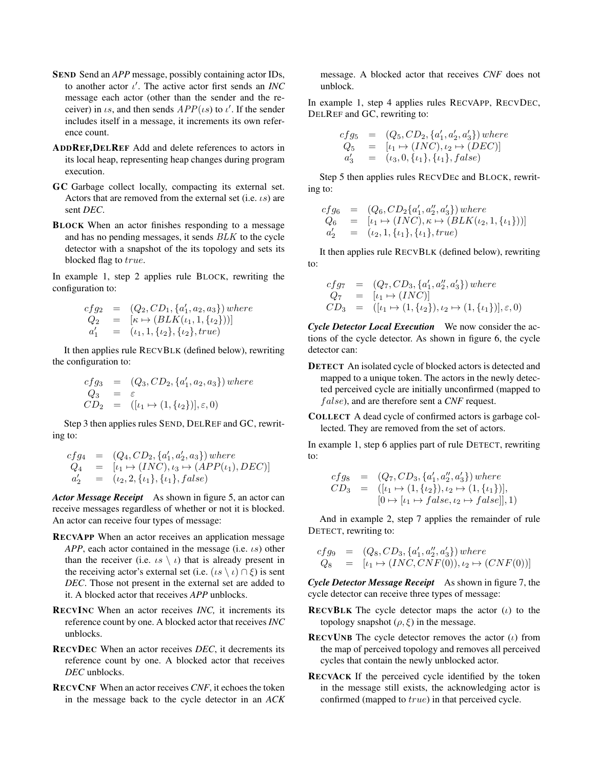**SEND** Send an *APP* message, possibly containing actor IDs, to another actor $\iota'$. The active actor first sends an *INC* message each actor (other than the sender and the receiver) in $\iota s$, and then sends $APP(\iota s)$ to $\iota'$. If the sender includes itself in a message, it increments its own reference count.

**ADDREF,DELREF** Add and delete references to actors in its local heap, representing heap changes during program execution.

**GC** Garbage collect locally, compacting its external set. Actors that are removed from the external set (i.e. $\iota s$) are sent *DEC*.

**BLOCK** When an actor finishes responding to a message and has no pending messages, it sends $BLK$ to the cycle detector with a snapshot of the its topology and sets its blocked flag to $true$.

In example 1, step 2 applies rule BLOCK, rewriting the configuration to:

$$\begin{array}{rcl} cfg_2 & = & (Q_2, CD_1, \{a_1', a_2, a_3\})\, where \\ Q_2 & = & [\kappa \mapsto (BLK(\iota_1, 1, \{\iota_2\}))] \\ a_1' & = & (\iota_1, 1, \{\iota_2\}, \{\iota_2\}, true) \end{array}$$

It then applies rule RECVBLK (defined below), rewriting the configuration to:

$$\begin{array}{rcl} cfg_3 & = & (Q_3, CD_2, \{a_1', a_2, a_3\})\, where \\ Q_3 & = & \varepsilon \\ CD_2 & = & ([\iota_1 \mapsto (1, \{\iota_2\})], \varepsilon, 0) \end{array}$$

Step 3 then applies rules SEND, DELREF and GC, rewriting to:

$$\begin{array}{rcl} cfg_4 & = & (Q_4, CD_2, \{a_1', a_2', a_3\})\, where \\ Q_4 & = & [\iota_1 \mapsto (INC), \iota_3 \mapsto (APP(\iota_1), DEC)] \\ a_2' & = & (\iota_2, 2, \{\iota_1\}, \{\iota_1\}, false) \end{array}$$

***Actor Message Receipt*** As shown in figure 5, an actor can receive messages regardless of whether or not it is blocked. An actor can receive four types of message:

**RECVAPP** When an actor receives an application message *APP*, each actor contained in the message (i.e. $\iota s$) other than the receiver (i.e. $\iota s \setminus \iota$) that is already present in the receiving actor's external set (i.e. $(\iota s \setminus \iota) \cap \xi$) is sent *DEC*. Those not present in the external set are added to it. A blocked actor that receives *APP* unblocks.

**RECVINC** When an actor receives *INC*, it increments its reference count by one. A blocked actor that receives *INC* unblocks.

**RECVDEC** When an actor receives *DEC*, it decrements its reference count by one. A blocked actor that receives *DEC* unblocks.

**RECVCNF** When an actor receives *CNF*, it echoes the token in the message back to the cycle detector in an *ACK* message. A blocked actor that receives *CNF* does not unblock.

In example 1, step 4 applies rules RECVAPP, RECVDEC, DELREF and GC, rewriting to:

$$\begin{array}{rcl} cfg_5 & = & (Q_5, CD_2, \{a_1', a_2', a_3'\})\, where \\ Q_5 & = & [\iota_1 \mapsto (INC), \iota_2 \mapsto (DEC)] \\ a_3' & = & (\iota_3, 0, \{\iota_1\}, \{\iota_1\}, false) \end{array}$$

Step 5 then applies rules RECVDEC and BLOCK, rewriting to:

$$\begin{array}{rcl} cfg_6 & = & (Q_6, CD_2\{a_1', a_2'', a_3'\})\, where \\ Q_6 & = & [\iota_1 \mapsto (INC), \kappa \mapsto (BLK(\iota_2, 1, \{\iota_1\}))] \\ a_2' & = & (\iota_2, 1, \{\iota_1\}, \{\iota_1\}, true) \end{array}$$

It then applies rule RECVBLK (defined below), rewriting to:

$$\begin{array}{rcl} cfg_7 & = & (Q_7, CD_3, \{a_1', a_2'', a_3'\})\, where \\ Q_7 & = & [\iota_1 \mapsto (INC)] \\ CD_3 & = & ([\iota_1 \mapsto (1, \{\iota_2\}), \iota_2 \mapsto (1, \{\iota_1\})], \varepsilon, 0) \end{array}$$

***Cycle Detector Local Execution*** We now consider the actions of the cycle detector. As shown in figure 6, the cycle detector can:

**DETECT** An isolated cycle of blocked actors is detected and mapped to a unique token. The actors in the newly detected perceived cycle are initially unconfirmed (mapped to $false$), and are therefore sent a *CNF* request.

**COLLECT** A dead cycle of confirmed actors is garbage collected. They are removed from the set of actors.

In example 1, step 6 applies part of rule DETECT, rewriting to:

$$\begin{array}{rcl} cfg_8 & = & (Q_7, CD_3, \{a_1', a_2'', a_3'\})\, where \\ CD_3 & = & ([\iota_1 \mapsto (1, \{\iota_2\}), \iota_2 \mapsto (1, \{\iota_1\})], \\ & & [0 \mapsto [\iota_1 \mapsto false, \iota_2 \mapsto false]], 1) \end{array}$$

And in example 2, step 7 applies the remainder of rule DETECT, rewriting to:

$$\begin{array}{rcl} cfg_9 & = & (Q_8, CD_3, \{a_1', a_2'', a_3'\})\, where \\ Q_8 & = & [\iota_1 \mapsto (INC, CNF(0)), \iota_2 \mapsto (CNF(0))] \end{array}$$

***Cycle Detector Message Receipt*** As shown in the figure 7, the cycle detector can receive three types of message:

**RECVBLK** The cycle detector maps the actor ($\iota$) to the topology snapshot ($\rho, \xi$) in the message.

**RECVUNB** The cycle detector removes the actor ($\iota$) from the map of perceived topology and removes all perceived cycles that contain the newly unblocked actor.

**RECVACK** If the perceived cycle identified by the token in the message still exists, the acknowledging actor is confirmed (mapped to $true$) in that perceived cycle.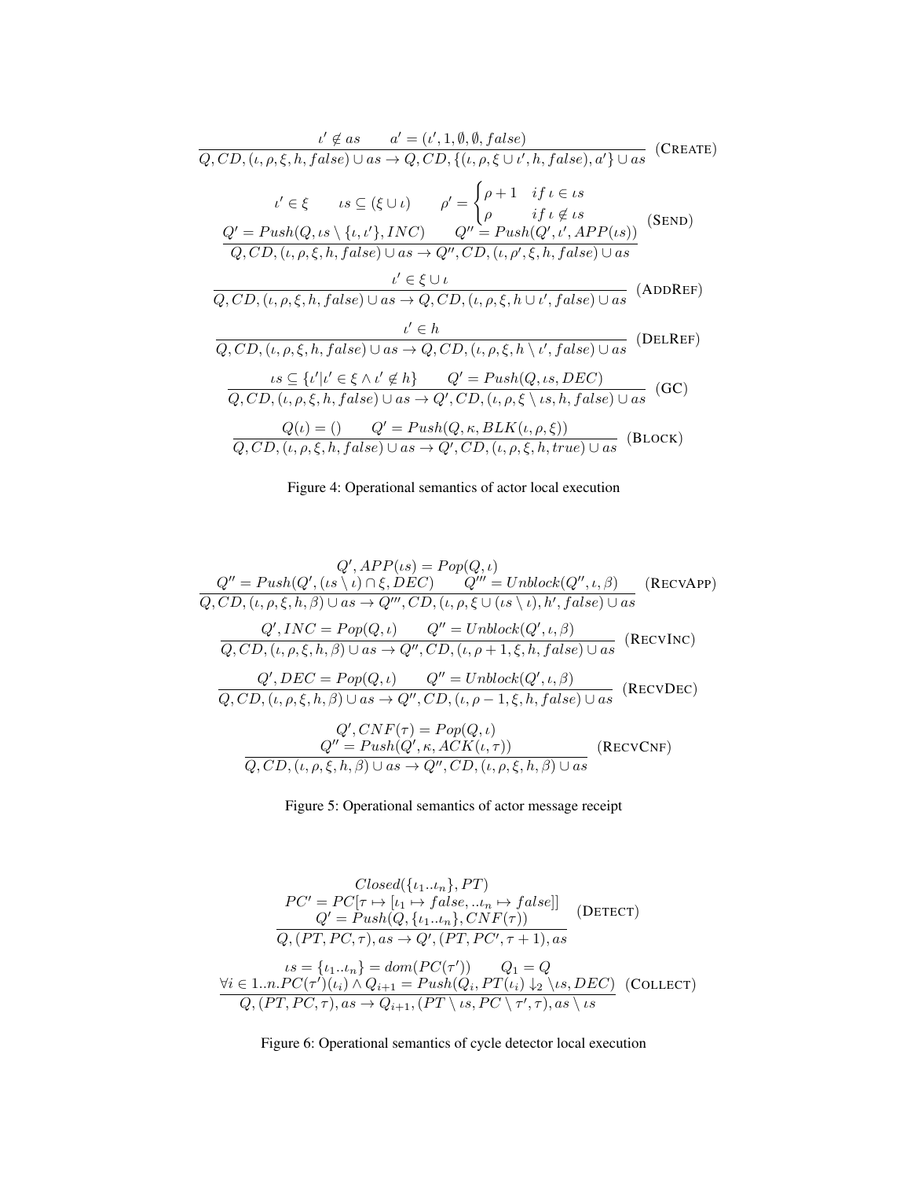$$
\frac{\iota' \notin as \qquad a' = (\iota', 1, \emptyset, \emptyset, false)}{Q, CD, (\iota, \rho, \xi, h, false) \cup as \rightarrow Q, CD, \{(\iota, \rho, \xi \cup \iota', h, false), a'\} \cup as} \quad (\text{CREATE})
$$

$$
\frac{\begin{array}{c}\iota' \in \xi \qquad \iota s \subseteq (\xi \cup \iota) \qquad \rho' = \begin{cases} \rho + 1 & if\, \iota \in \iota s \\ \rho & if\, \iota \notin \iota s \end{cases} \\ Q' = Push(Q, \iota s \setminus \{\iota, \iota'\}, INC) \qquad Q'' = Push(Q', \iota', APP(\iota s))\end{array}}{Q, CD, (\iota, \rho, \xi, h, false) \cup as \rightarrow Q'', CD, (\iota, \rho', \xi, h, false) \cup as} \quad (\text{SEND})
$$

$$
\frac{\iota' \in \xi \cup \iota}{Q, CD, (\iota, \rho, \xi, h, false) \cup as \rightarrow Q, CD, (\iota, \rho, \xi, h \cup \iota', false) \cup as} \quad (\text{ADDREF})
$$

$$
\frac{\iota' \in h}{Q, CD, (\iota, \rho, \xi, h, false) \cup as \rightarrow Q, CD, (\iota, \rho, \xi, h \setminus \iota', false) \cup as} \quad (\text{DELREF})
$$

$$
\frac{\iota s \subseteq \{\iota' | \iota' \in \xi \wedge \iota' \notin h\} \qquad Q' = Push(Q, \iota s, DEC)}{Q, CD, (\iota, \rho, \xi, h, false) \cup as \rightarrow Q', CD, (\iota, \rho, \xi \setminus \iota s, h, false) \cup as} \quad (\text{GC})
$$

$$
\frac{Q(\iota) = () \qquad Q' = Push(Q, \kappa, BLK(\iota, \rho, \xi))}{Q, CD, (\iota, \rho, \xi, h, false) \cup as \rightarrow Q', CD, (\iota, \rho, \xi, h, true) \cup as} \quad (\text{BLOCK})
$$

Figure 4: Operational semantics of actor local execution

$$
\frac{\begin{array}{c}Q', APP(\iota s) = Pop(Q, \iota) \\ Q'' = Push(Q', (\iota s \setminus \iota) \cap \xi, DEC) \qquad Q''' = Unblock(Q'', \iota, \beta)\end{array}}{Q, CD, (\iota, \rho, \xi, h, \beta) \cup as \rightarrow Q''', CD, (\iota, \rho, \xi \cup (\iota s \setminus \iota), h', false) \cup as} \quad (\text{RECVAPP})
$$

$$
\frac{Q', INC = Pop(Q, \iota) \qquad Q'' = Unblock(Q', \iota, \beta)}{Q, CD, (\iota, \rho, \xi, h, \beta) \cup as \rightarrow Q'', CD, (\iota, \rho + 1, \xi, h, false) \cup as} \quad (\text{RECVINC})
$$

$$
\frac{Q', DEC = Pop(Q, \iota) \qquad Q'' = Unblock(Q', \iota, \beta)}{Q, CD, (\iota, \rho, \xi, h, \beta) \cup as \rightarrow Q'', CD, (\iota, \rho - 1, \xi, h, false) \cup as} \quad (\text{RECVDEC})
$$

$$
\frac{\begin{array}{c}Q', CNF(\tau) = Pop(Q, \iota) \\ Q'' = Push(Q', \kappa, ACK(\iota, \tau))\end{array}}{Q, CD, (\iota, \rho, \xi, h, \beta) \cup as \rightarrow Q'', CD, (\iota, \rho, \xi, h, \beta) \cup as} \quad (\text{RECVCNF})
$$

Figure 5: Operational semantics of actor message receipt

$$
\frac{\begin{array}{c}Closed(\{\iota_1..\iota_n\}, PT) \\ PC' = PC[\tau \mapsto [\iota_1 \mapsto false, ..\iota_n \mapsto false]] \\ Q' = Push(Q, \{\iota_1..\iota_n\}, CNF(\tau))\end{array}}{Q, (PT, PC, \tau), as \rightarrow Q', (PT, PC', \tau + 1), as} \quad (\text{DETECT})
$$

$$
\frac{\begin{array}{c}\iota s = \{\iota_1..\iota_n\} = dom(PC(\tau')) \qquad Q_1 = Q \\ \forall i \in 1..n. PC(\tau')(\iota_i) \wedge Q_{i+1} = Push(Q_i, PT(\iota_i) \downarrow_2 \setminus \iota s, DEC)\end{array}}{Q, (PT, PC, \tau), as \rightarrow Q_{i+1}, (PT \setminus \iota s, PC \setminus \tau', \tau), as \setminus \iota s} \quad (\text{COLLECT})
$$

Figure 6: Operational semantics of cycle detector local execution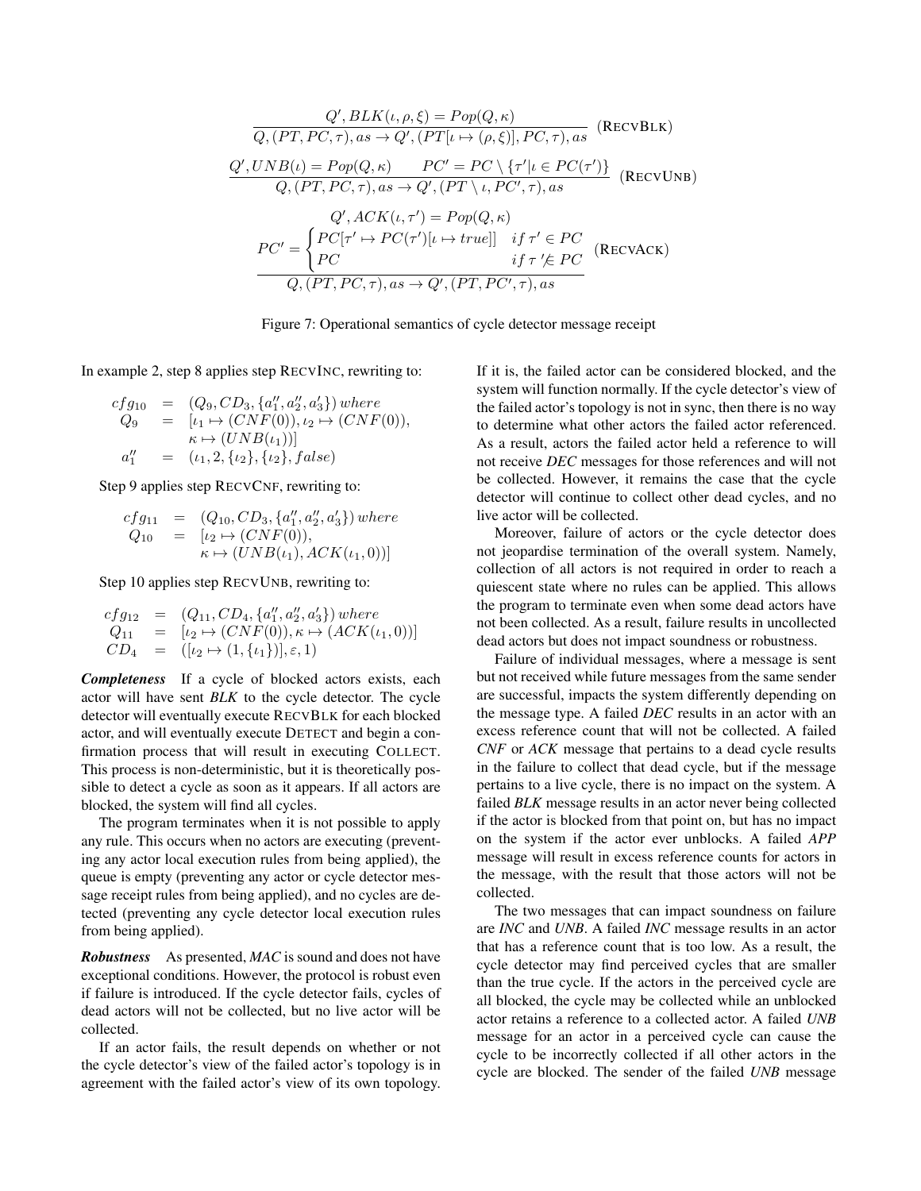$$\frac{Q', BLK(\iota, \rho, \xi) = Pop(Q, \kappa)}{Q, (PT, PC, \tau), as \rightarrow Q', (PT[\iota \mapsto (\rho, \xi)], PC, \tau), as} \quad (\text{RECVBLK})$$

$$\frac{Q', UNB(\iota) = Pop(Q, \kappa) \qquad PC' = PC \setminus \{\tau' | \iota \in PC(\tau')\}}{Q, (PT, PC, \tau), as \rightarrow Q', (PT \setminus \iota, PC', \tau), as} \quad (\text{RECVUNB})$$

$$\frac{\begin{array}{c} Q', ACK(\iota, \tau') = Pop(Q, \kappa) \\ PC' = \begin{cases} PC[\tau' \mapsto PC(\tau')[\iota \mapsto true]] & if\ \tau' \in PC \\ PC & if\ \tau' \notin PC \end{cases} \end{array}}{Q, (PT, PC, \tau), as \rightarrow Q', (PT, PC', \tau), as} \quad (\text{RECVACK})$$

Figure 7: Operational semantics of cycle detector message receipt

In example 2, step 8 applies step RECVINC, rewriting to:

$$\begin{array}{rcl} cfg_{10} & = & (Q_9, CD_3, \{a_1'', a_2'', a_3'\})\ where \\ Q_9 & = & [\iota_1 \mapsto (CNF(0)), \iota_2 \mapsto (CNF(0)), \\ & & \kappa \mapsto (UNB(\iota_1))] \\ a_1'' & = & (\iota_1, 2, \{\iota_2\}, \{\iota_2\}, false) \end{array}$$

Step 9 applies step RECVCNF, rewriting to:

$$\begin{array}{rcl} cfg_{11} & = & (Q_{10}, CD_3, \{a_1'', a_2'', a_3'\})\ where \\ Q_{10} & = & [\iota_2 \mapsto (CNF(0)), \\ & & \kappa \mapsto (UNB(\iota_1), ACK(\iota_1, 0))] \end{array}$$

Step 10 applies step RECVUNB, rewriting to:

$$\begin{array}{rcl} cfg_{12} & = & (Q_{11}, CD_4, \{a_1'', a_2'', a_3'\})\ where \\ Q_{11} & = & [\iota_2 \mapsto (CNF(0)), \kappa \mapsto (ACK(\iota_1, 0))] \\ CD_4 & = & ([\iota_2 \mapsto (1, \{\iota_1\})], \varepsilon, 1) \end{array}$$

***Completeness*** If a cycle of blocked actors exists, each actor will have sent *BLK* to the cycle detector. The cycle detector will eventually execute RECVBLK for each blocked actor, and will eventually execute DETECT and begin a confirmation process that will result in executing COLLECT. This process is non-deterministic, but it is theoretically possible to detect a cycle as soon as it appears. If all actors are blocked, the system will find all cycles.

The program terminates when it is not possible to apply any rule. This occurs when no actors are executing (preventing any actor local execution rules from being applied), the queue is empty (preventing any actor or cycle detector message receipt rules from being applied), and no cycles are detected (preventing any cycle detector local execution rules from being applied).

***Robustness*** As presented, *MAC* is sound and does not have exceptional conditions. However, the protocol is robust even if failure is introduced. If the cycle detector fails, cycles of dead actors will not be collected, but no live actor will be collected.

If an actor fails, the result depends on whether or not the cycle detector's view of the failed actor's topology is in agreement with the failed actor's view of its own topology. If it is, the failed actor can be considered blocked, and the system will function normally. If the cycle detector's view of the failed actor's topology is not in sync, then there is no way to determine what other actors the failed actor referenced. As a result, actors the failed actor held a reference to will not receive *DEC* messages for those references and will not be collected. However, it remains the case that the cycle detector will continue to collect other dead cycles, and no live actor will be collected.

Moreover, failure of actors or the cycle detector does not jeopardise termination of the overall system. Namely, collection of all actors is not required in order to reach a quiescent state where no rules can be applied. This allows the program to terminate even when some dead actors have not been collected. As a result, failure results in uncollected dead actors but does not impact soundness or robustness.

Failure of individual messages, where a message is sent but not received while future messages from the same sender are successful, impacts the system differently depending on the message type. A failed *DEC* results in an actor with an excess reference count that will not be collected. A failed *CNF* or *ACK* message that pertains to a dead cycle results in the failure to collect that dead cycle, but if the message pertains to a live cycle, there is no impact on the system. A failed *BLK* message results in an actor never being collected if the actor is blocked from that point on, but has no impact on the system if the actor ever unblocks. A failed *APP* message will result in excess reference counts for actors in the message, with the result that those actors will not be collected.

The two messages that can impact soundness on failure are *INC* and *UNB*. A failed *INC* message results in an actor that has a reference count that is too low. As a result, the cycle detector may find perceived cycles that are smaller than the true cycle. If the actors in the perceived cycle are all blocked, the cycle may be collected while an unblocked actor retains a reference to a collected actor. A failed *UNB* message for an actor in a perceived cycle can cause the cycle to be incorrectly collected if all other actors in the cycle are blocked. The sender of the failed *UNB* message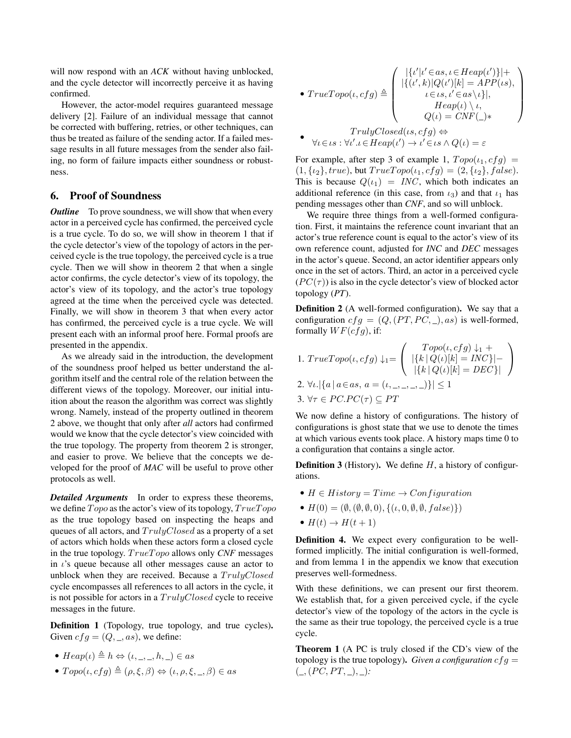will now respond with an *ACK* without having unblocked, and the cycle detector will incorrectly perceive it as having confirmed.

However, the actor-model requires guaranteed message delivery [2]. Failure of an individual message that cannot be corrected with buffering, retries, or other techniques, can thus be treated as failure of the sending actor. If a failed message results in all future messages from the sender also failing, no form of failure impacts either soundness or robustness.

## 6. Proof of Soundness

***Outline*** To prove soundness, we will show that when every actor in a perceived cycle has confirmed, the perceived cycle is a true cycle. To do so, we will show in theorem 1 that if the cycle detector's view of the topology of actors in the perceived cycle is the true topology, the perceived cycle is a true cycle. Then we will show in theorem 2 that when a single actor confirms, the cycle detector's view of its topology, the actor's view of its topology, and the actor's true topology agreed at the time when the perceived cycle was detected. Finally, we will show in theorem 3 that when every actor has confirmed, the perceived cycle is a true cycle. We will present each with an informal proof here. Formal proofs are presented in the appendix.

As we already said in the introduction, the development of the soundness proof helped us better understand the algorithm itself and the central role of the relation between the different views of the topology. Moreover, our initial intuition about the reason the algorithm was correct was slightly wrong. Namely, instead of the property outlined in theorem 2 above, we thought that only after *all* actors had confirmed would we know that the cycle detector's view coincided with the true topology. The property from theorem 2 is stronger, and easier to prove. We believe that the concepts we developed for the proof of *MAC* will be useful to prove other protocols as well.

***Detailed Arguments*** In order to express these theorems, we define $Topo$ as the actor's view of its topology, $TrueTopo$ as the true topology based on inspecting the heaps and queues of all actors, and $TrulyClosed$ as a property of a set of actors which holds when these actors form a closed cycle in the true topology. $TrueTopo$ allows only *CNF* messages in $\iota$'s queue because all other messages cause an actor to unblock when they are received. Because a $TrulyClosed$ cycle encompasses all references to all actors in the cycle, it is not possible for actors in a $TrulyClosed$ cycle to receive messages in the future.

**Definition 1** (Topology, true topology, and true cycles)**.** Given $cfg = (Q, \_, as)$, we define:

- $Heap(\iota) \triangleq h \Leftrightarrow (\iota, \_, \_, h, \_) \in as$
- $Topo(\iota, cfg) \triangleq (\rho, \xi, \beta) \Leftrightarrow (\iota, \rho, \xi, \_, \beta) \in as$
- $TrueTopo(\iota, cfg) \triangleq \begin{pmatrix} |\{\iota' | \iota' \in as, \iota \in Heap(\iota')\}| + \\ |\{(\iota', k) | Q(\iota')[k] = APP(\iota s), \\ \iota \in \iota s, \iota' \in as \setminus \iota\}|, \\ Heap(\iota) \setminus \iota, \\ Q(\iota) = CNF(\_)* \end{pmatrix}$
- $TrulyClosed(\iota s, cfg) \Leftrightarrow$ $\forall \iota \in \iota s : \forall \iota'. \iota \in Heap(\iota') \rightarrow \iota' \in \iota s \wedge Q(\iota) = \varepsilon$

For example, after step 3 of example 1, $Topo(\iota_1, cfg) = (1, \{\iota_2\}, true)$, but $TrueTopo(\iota_1, cfg) = (2, \{\iota_2\}, false)$. This is because $Q(\iota_1) = INC$, which both indicates an additional reference (in this case, from $\iota_3$) and that $\iota_1$ has pending messages other than *CNF*, and so will unblock.

We require three things from a well-formed configuration. First, it maintains the reference count invariant that an actor's true reference count is equal to the actor's view of its own reference count, adjusted for *INC* and *DEC* messages in the actor's queue. Second, an actor identifier appears only once in the set of actors. Third, an actor in a perceived cycle ($PC(\tau)$) is also in the cycle detector's view of blocked actor topology (*PT*).

**Definition 2** (A well-formed configuration)**.** We say that a configuration $cfg = (Q, (PT, PC, \_), as)$ is well-formed, formally $WF(cfg)$, if:

1. $TrueTopo(\iota, cfg) \downarrow_1 = \begin{pmatrix} Topo(\iota, cfg) \downarrow_1 + \\ |\{k \,|\, Q(\iota)[k] = INC\}| - \\ |\{k \,|\, Q(\iota)[k] = DEC\}| \end{pmatrix}$
2. $\forall \iota. |\{a \,|\, a \in as,\ a = (\iota, \_, \_, \_, \_)\}| \leq 1$
3. $\forall \tau \in PC. PC(\tau) \subseteq PT$

We now define a history of configurations. The history of configurations is ghost state that we use to denote the times at which various events took place. A history maps time 0 to a configuration that contains a single actor.

**Definition 3** (History)**.** We define $H$, a history of configurations.

- $H \in History = Time \rightarrow Configuration$
- $H(0) = (\emptyset, (\emptyset, \emptyset, 0), \{(\iota, 0, \emptyset, \emptyset, false)\})$
- $H(t) \rightarrow H(t + 1)$

**Definition 4.** We expect every configuration to be well-formed implicitly. The initial configuration is well-formed, and from lemma 1 in the appendix we know that execution preserves well-formedness.

With these definitions, we can present our first theorem. We establish that, for a given perceived cycle, if the cycle detector's view of the topology of the actors in the cycle is the same as their true topology, the perceived cycle is a true cycle.

**Theorem 1** (A PC is truly closed if the CD's view of the topology is the true topology)**.** *Given a configuration* $cfg = (\_, (PC, PT, \_), \_)$*:*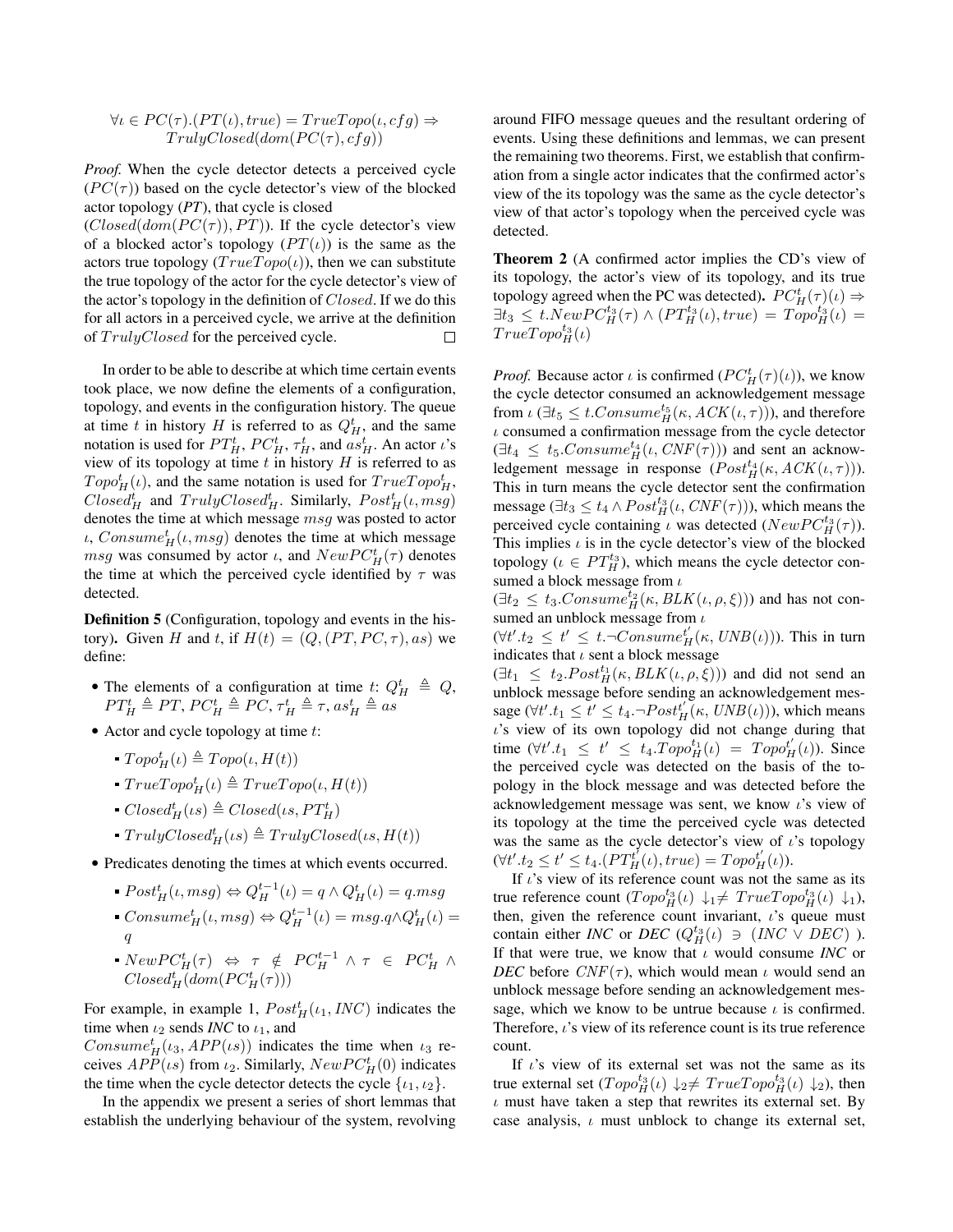$$\forall \iota \in PC(\tau).(PT(\iota), true) = TrueTopo(\iota, cfg) \Rightarrow TrulyClosed(dom(PC(\tau), cfg))$$

*Proof.* When the cycle detector detects a perceived cycle ($PC(\tau)$) based on the cycle detector's view of the blocked actor topology (*PT*), that cycle is closed ($Closed(dom(PC(\tau)), PT)$). If the cycle detector's view of a blocked actor's topology ($PT(\iota)$) is the same as the actors true topology ($TrueTopo(\iota)$), then we can substitute the true topology of the actor for the cycle detector's view of the actor's topology in the definition of $Closed$. If we do this for all actors in a perceived cycle, we arrive at the definition of $TrulyClosed$ for the perceived cycle. □

In order to be able to describe at which time certain events took place, we now define the elements of a configuration, topology, and events in the configuration history. The queue at time $t$ in history $H$ is referred to as $Q_H^t$, and the same notation is used for $PT_H^t$, $PC_H^t$, $\tau_H^t$, and $as_H^t$. An actor $\iota$'s view of its topology at time $t$ in history $H$ is referred to as $Topo_H^t(\iota)$, and the same notation is used for $TrueTopo_H^t$, $Closed_H^t$ and $TrulyClosed_H^t$. Similarly, $Post_H^t(\iota, msg)$ denotes the time at which message $msg$ was posted to actor $\iota$, $Consume_H^t(\iota, msg)$ denotes the time at which message $msg$ was consumed by actor $\iota$, and $NewPC_H^t(\tau)$ denotes the time at which the perceived cycle identified by $\tau$ was detected.

**Definition 5** (Configuration, topology and events in the history)**.** Given $H$ and $t$, if $H(t) = (Q, (PT, PC, \tau), as)$ we define:

- The elements of a configuration at time $t$: $Q_H^t \triangleq Q$, $PT_H^t \triangleq PT$, $PC_H^t \triangleq PC$, $\tau_H^t \triangleq \tau$, $as_H^t \triangleq as$
- Actor and cycle topology at time $t$:
  - $Topo_H^t(\iota) \triangleq Topo(\iota, H(t))$
  - $TrueTopo_H^t(\iota) \triangleq TrueTopo(\iota, H(t))$
  - $Closed_H^t(\iota s) \triangleq Closed(\iota s, PT_H^t)$
  - $TrulyClosed_H^t(\iota s) \triangleq TrulyClosed(\iota s, H(t))$
- Predicates denoting the times at which events occurred.
  - $Post_H^t(\iota, msg) \Leftrightarrow Q_H^{t-1}(\iota) = q \wedge Q_H^t(\iota) = q.msg$
  - $Consume_H^t(\iota, msg) \Leftrightarrow Q_H^{t-1}(\iota) = msg.q \wedge Q_H^t(\iota) = q$
  - $NewPC_H^t(\tau) \Leftrightarrow \tau \notin PC_H^{t-1} \wedge \tau \in PC_H^t \wedge Closed_H^t(dom(PC_H^t(\tau)))$

For example, in example 1, $Post_H^t(\iota_1, INC)$ indicates the time when $\iota_2$ sends *INC* to $\iota_1$, and $Consume_H^t(\iota_3, APP(\iota s))$ indicates the time when $\iota_3$ receives $APP(\iota s)$ from $\iota_2$. Similarly, $NewPC_H^t(0)$ indicates the time when the cycle detector detects the cycle $\{\iota_1, \iota_2\}$.

In the appendix we present a series of short lemmas that establish the underlying behaviour of the system, revolving around FIFO message queues and the resultant ordering of events. Using these definitions and lemmas, we can present the remaining two theorems. First, we establish that confirmation from a single actor indicates that the confirmed actor's view of the its topology was the same as the cycle detector's view of that actor's topology when the perceived cycle was detected.

**Theorem 2** (A confirmed actor implies the CD's view of its topology, the actor's view of its topology, and its true topology agreed when the PC was detected)**.** $PC_H^t(\tau)(\iota) \Rightarrow \exists t_3 \leq t.NewPC_H^{t_3}(\tau) \wedge (PT_H^{t_3}(\iota), true) = Topo_H^{t_3}(\iota) = TrueTopo_H^{t_3}(\iota)$

*Proof.* Because actor $\iota$ is confirmed ($PC_H^t(\tau)(\iota)$), we know the cycle detector consumed an acknowledgement message from $\iota$ ($\exists t_5 \leq t.Consume_H^{t_5}(\kappa, ACK(\iota, \tau))$), and therefore $\iota$ consumed a confirmation message from the cycle detector ($\exists t_4 \leq t_5.Consume_H^{t_4}(\iota, CNF(\tau))$) and sent an acknowledgement message in response ($Post_H^{t_4}(\kappa, ACK(\iota, \tau))$). This in turn means the cycle detector sent the confirmation message ($\exists t_3 \leq t_4 \wedge Post_H^{t_3}(\iota, CNF(\tau))$), which means the perceived cycle containing $\iota$ was detected ($NewPC_H^{t_3}(\tau)$). This implies $\iota$ is in the cycle detector's view of the blocked topology ($\iota \in PT_H^{t_3}$), which means the cycle detector consumed a block message from $\iota$ ($\exists t_2 \leq t_3.Consume_H^{t_2}(\kappa, BLK(\iota, \rho, \xi))$) and has not consumed an unblock message from $\iota$ ($\forall t'.t_2 \leq t' \leq t.\neg Consume_H^{t'}(\kappa, UNB(\iota))$). This in turn indicates that $\iota$ sent a block message ($\exists t_1 \leq t_2.Post_H^{t_1}(\kappa, BLK(\iota, \rho, \xi))$) and did not send an unblock message before sending an acknowledgement message ($\forall t'.t_1 \leq t' \leq t_4.\neg Post_H^{t'}(\kappa, UNB(\iota))$), which means $\iota$'s view of its own topology did not change during that time ($\forall t'.t_1 \leq t' \leq t_4.Topo_H^{t_1}(\iota) = Topo_H^{t'}(\iota)$). Since the perceived cycle was detected on the basis of the topology in the block message and was detected before the acknowledgement message was sent, we know $\iota$'s view of its topology at the time the perceived cycle was detected was the same as the cycle detector's view of $\iota$'s topology ($\forall t'.t_2 \leq t' \leq t_4.(PT_H^{t'}(\iota), true) = Topo_H^{t'}(\iota)$).

If $\iota$'s view of its reference count was not the same as its true reference count ($Topo_H^{t_3}(\iota) \downarrow_1 \neq TrueTopo_H^{t_3}(\iota) \downarrow_1$), then, given the reference count invariant, $\iota$'s queue must contain either *INC* or *DEC* ($Q_H^{t_3}(\iota) \ni (INC \vee DEC)$). If that were true, we know that $\iota$ would consume *INC* or *DEC* before $CNF(\tau)$, which would mean $\iota$ would send an unblock message before sending an acknowledgement message, which we know to be untrue because $\iota$ is confirmed. Therefore, $\iota$'s view of its reference count is its true reference count.

If $\iota$'s view of its external set was not the same as its true external set ($Topo_H^{t_3}(\iota) \downarrow_2 \neq TrueTopo_H^{t_3}(\iota) \downarrow_2$), then $\iota$ must have taken a step that rewrites its external set. By case analysis, $\iota$ must unblock to change its external set,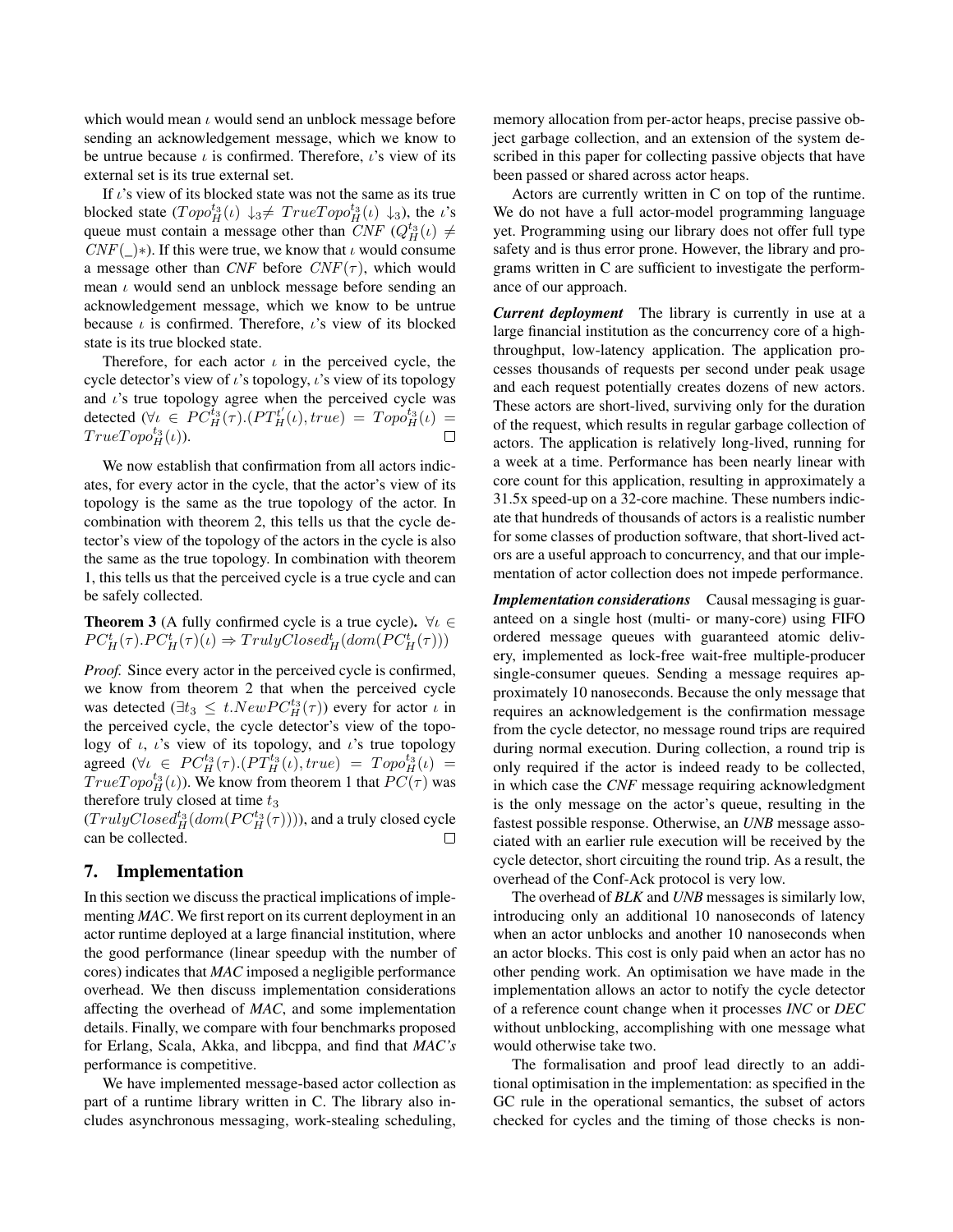which would mean $\iota$ would send an unblock message before sending an acknowledgement message, which we know to be untrue because $\iota$ is confirmed. Therefore, $\iota$'s view of its external set is its true external set.

If $\iota$'s view of its blocked state was not the same as its true blocked state ($Topo^{t_3}_H(\iota) \downarrow_3 \neq TrueTopo^{t_3}_H(\iota) \downarrow_3$), the $\iota$'s queue must contain a message other than $CNF$ ($Q^{t_3}_H(\iota) \neq CNF(\_)*$). If this were true, we know that $\iota$ would consume a message other than *CNF* before $CNF(\tau)$, which would mean $\iota$ would send an unblock message before sending an acknowledgement message, which we know to be untrue because $\iota$ is confirmed. Therefore, $\iota$'s view of its blocked state is its true blocked state.

Therefore, for each actor $\iota$ in the perceived cycle, the cycle detector's view of $\iota$'s topology, $\iota$'s view of its topology and $\iota$'s true topology agree when the perceived cycle was detected ($\forall \iota \in PC^{t_3}_H(\tau).(PT^{t'}_H(\iota), true) = Topo^{t_3}_H(\iota) = TrueTopo^{t_3}_H(\iota)$). ∎

We now establish that confirmation from all actors indicates, for every actor in the cycle, that the actor's view of its topology is the same as the true topology of the actor. In combination with theorem 2, this tells us that the cycle detector's view of the topology of the actors in the cycle is also the same as the true topology. In combination with theorem 1, this tells us that the perceived cycle is a true cycle and can be safely collected.

**Theorem 3** (A fully confirmed cycle is a true cycle)**.** $\forall \iota \in PC^t_H(\tau).PC^t_H(\tau)(\iota) \Rightarrow TrulyClosed^t_H(dom(PC^t_H(\tau)))$

*Proof.* Since every actor in the perceived cycle is confirmed, we know from theorem 2 that when the perceived cycle was detected ($\exists t_3 \leq t.NewPC^{t_3}_H(\tau)$) every for actor $\iota$ in the perceived cycle, the cycle detector's view of the topology of $\iota$, $\iota$'s view of its topology, and $\iota$'s true topology agreed ($\forall \iota \in PC^{t_3}_H(\tau).(PT^{t_3}_H(\iota), true) = Topo^{t_3}_H(\iota) = TrueTopo^{t_3}_H(\iota)$). We know from theorem 1 that $PC(\tau)$ was therefore truly closed at time $t_3$ ($TrulyClosed^{t_3}_H(dom(PC^{t_3}_H(\tau)))$), and a truly closed cycle can be collected. ∎

## 7. Implementation

In this section we discuss the practical implications of implementing *MAC*. We first report on its current deployment in an actor runtime deployed at a large financial institution, where the good performance (linear speedup with the number of cores) indicates that *MAC* imposed a negligible performance overhead. We then discuss implementation considerations affecting the overhead of *MAC*, and some implementation details. Finally, we compare with four benchmarks proposed for Erlang, Scala, Akka, and libcppa, and find that *MAC's* performance is competitive.

We have implemented message-based actor collection as part of a runtime library written in C. The library also includes asynchronous messaging, work-stealing scheduling, memory allocation from per-actor heaps, precise passive object garbage collection, and an extension of the system described in this paper for collecting passive objects that have been passed or shared across actor heaps.

Actors are currently written in C on top of the runtime. We do not have a full actor-model programming language yet. Programming using our library does not offer full type safety and is thus error prone. However, the library and programs written in C are sufficient to investigate the performance of our approach.

***Current deployment*** The library is currently in use at a large financial institution as the concurrency core of a high-throughput, low-latency application. The application processes thousands of requests per second under peak usage and each request potentially creates dozens of new actors. These actors are short-lived, surviving only for the duration of the request, which results in regular garbage collection of actors. The application is relatively long-lived, running for a week at a time. Performance has been nearly linear with core count for this application, resulting in approximately a 31.5x speed-up on a 32-core machine. These numbers indicate that hundreds of thousands of actors is a realistic number for some classes of production software, that short-lived actors are a useful approach to concurrency, and that our implementation of actor collection does not impede performance.

***Implementation considerations*** Causal messaging is guaranteed on a single host (multi- or many-core) using FIFO ordered message queues with guaranteed atomic delivery, implemented as lock-free wait-free multiple-producer single-consumer queues. Sending a message requires approximately 10 nanoseconds. Because the only message that requires an acknowledgement is the confirmation message from the cycle detector, no message round trips are required during normal execution. During collection, a round trip is only required if the actor is indeed ready to be collected, in which case the *CNF* message requiring acknowledgment is the only message on the actor's queue, resulting in the fastest possible response. Otherwise, an *UNB* message associated with an earlier rule execution will be received by the cycle detector, short circuiting the round trip. As a result, the overhead of the Conf-Ack protocol is very low.

The overhead of *BLK* and *UNB* messages is similarly low, introducing only an additional 10 nanoseconds of latency when an actor unblocks and another 10 nanoseconds when an actor blocks. This cost is only paid when an actor has no other pending work. An optimisation we have made in the implementation allows an actor to notify the cycle detector of a reference count change when it processes *INC* or *DEC* without unblocking, accomplishing with one message what would otherwise take two.

The formalisation and proof lead directly to an additional optimisation in the implementation: as specified in the GC rule in the operational semantics, the subset of actors checked for cycles and the timing of those checks is non-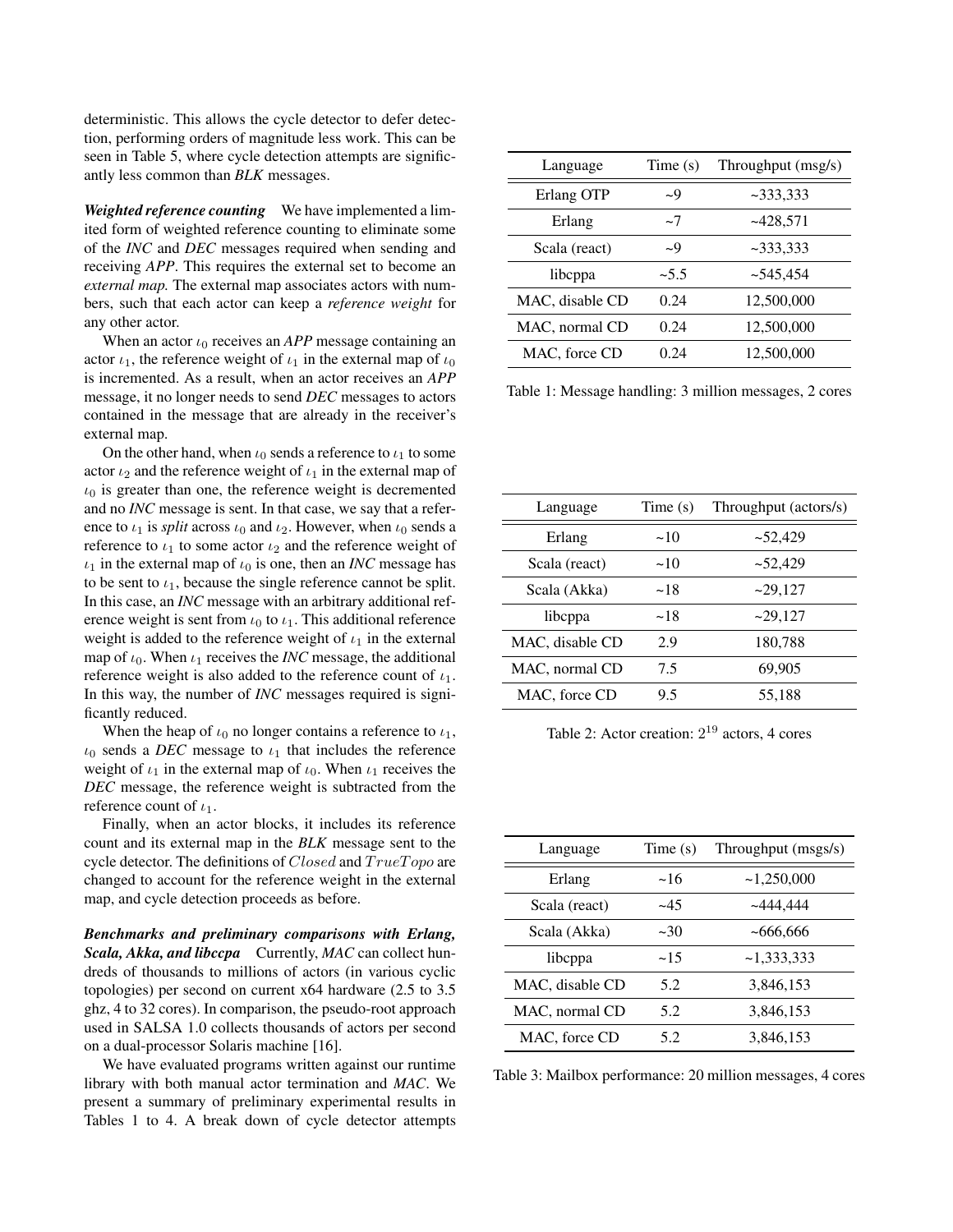deterministic. This allows the cycle detector to defer detection, performing orders of magnitude less work. This can be seen in Table 5, where cycle detection attempts are significantly less common than *BLK* messages.

***Weighted reference counting*** We have implemented a limited form of weighted reference counting to eliminate some of the *INC* and *DEC* messages required when sending and receiving *APP*. This requires the external set to become an *external map*. The external map associates actors with numbers, such that each actor can keep a *reference weight* for any other actor.

When an actor $\iota_0$ receives an *APP* message containing an actor $\iota_1$, the reference weight of $\iota_1$ in the external map of $\iota_0$ is incremented. As a result, when an actor receives an *APP* message, it no longer needs to send *DEC* messages to actors contained in the message that are already in the receiver's external map.

On the other hand, when $\iota_0$ sends a reference to $\iota_1$ to some actor $\iota_2$ and the reference weight of $\iota_1$ in the external map of $\iota_0$ is greater than one, the reference weight is decremented and no *INC* message is sent. In that case, we say that a reference to $\iota_1$ is *split* across $\iota_0$ and $\iota_2$. However, when $\iota_0$ sends a reference to $\iota_1$ to some actor $\iota_2$ and the reference weight of $\iota_1$ in the external map of $\iota_0$ is one, then an *INC* message has to be sent to $\iota_1$, because the single reference cannot be split. In this case, an *INC* message with an arbitrary additional reference weight is sent from $\iota_0$ to $\iota_1$. This additional reference weight is added to the reference weight of $\iota_1$ in the external map of $\iota_0$. When $\iota_1$ receives the *INC* message, the additional reference weight is also added to the reference count of $\iota_1$. In this way, the number of *INC* messages required is significantly reduced.

When the heap of $\iota_0$ no longer contains a reference to $\iota_1$, $\iota_0$ sends a *DEC* message to $\iota_1$ that includes the reference weight of $\iota_1$ in the external map of $\iota_0$. When $\iota_1$ receives the *DEC* message, the reference weight is subtracted from the reference count of $\iota_1$.

Finally, when an actor blocks, it includes its reference count and its external map in the *BLK* message sent to the cycle detector. The definitions of $Closed$ and $TrueTopo$ are changed to account for the reference weight in the external map, and cycle detection proceeds as before.

***Benchmarks and preliminary comparisons with Erlang, Scala, Akka, and libccpa*** Currently, *MAC* can collect hundreds of thousands to millions of actors (in various cyclic topologies) per second on current x64 hardware (2.5 to 3.5 ghz, 4 to 32 cores). In comparison, the pseudo-root approach used in SALSA 1.0 collects thousands of actors per second on a dual-processor Solaris machine [16].

We have evaluated programs written against our runtime library with both manual actor termination and *MAC*. We present a summary of preliminary experimental results in Tables 1 to 4. A break down of cycle detector attempts

| Language | Time (s) | Throughput (msg/s) |
|---|---|---|
| Erlang OTP | ~9 | ~333,333 |
| Erlang | ~7 | ~428,571 |
| Scala (react) | ~9 | ~333,333 |
| libcppa | ~5.5 | ~545,454 |
| MAC, disable CD | 0.24 | 12,500,000 |
| MAC, normal CD | 0.24 | 12,500,000 |
| MAC, force CD | 0.24 | 12,500,000 |

Table 1: Message handling: 3 million messages, 2 cores

| Language | Time (s) | Throughput (actors/s) |
|---|---|---|
| Erlang | ~10 | ~52,429 |
| Scala (react) | ~10 | ~52,429 |
| Scala (Akka) | ~18 | ~29,127 |
| libcppa | ~18 | ~29,127 |
| MAC, disable CD | 2.9 | 180,788 |
| MAC, normal CD | 7.5 | 69,905 |
| MAC, force CD | 9.5 | 55,188 |

Table 2: Actor creation: $2^{19}$ actors, 4 cores

| Language | Time (s) | Throughput (msgs/s) |
|---|---|---|
| Erlang | ~16 | ~1,250,000 |
| Scala (react) | ~45 | ~444,444 |
| Scala (Akka) | ~30 | ~666,666 |
| libcppa | ~15 | ~1,333,333 |
| MAC, disable CD | 5.2 | 3,846,153 |
| MAC, normal CD | 5.2 | 3,846,153 |
| MAC, force CD | 5.2 | 3,846,153 |

Table 3: Mailbox performance: 20 million messages, 4 cores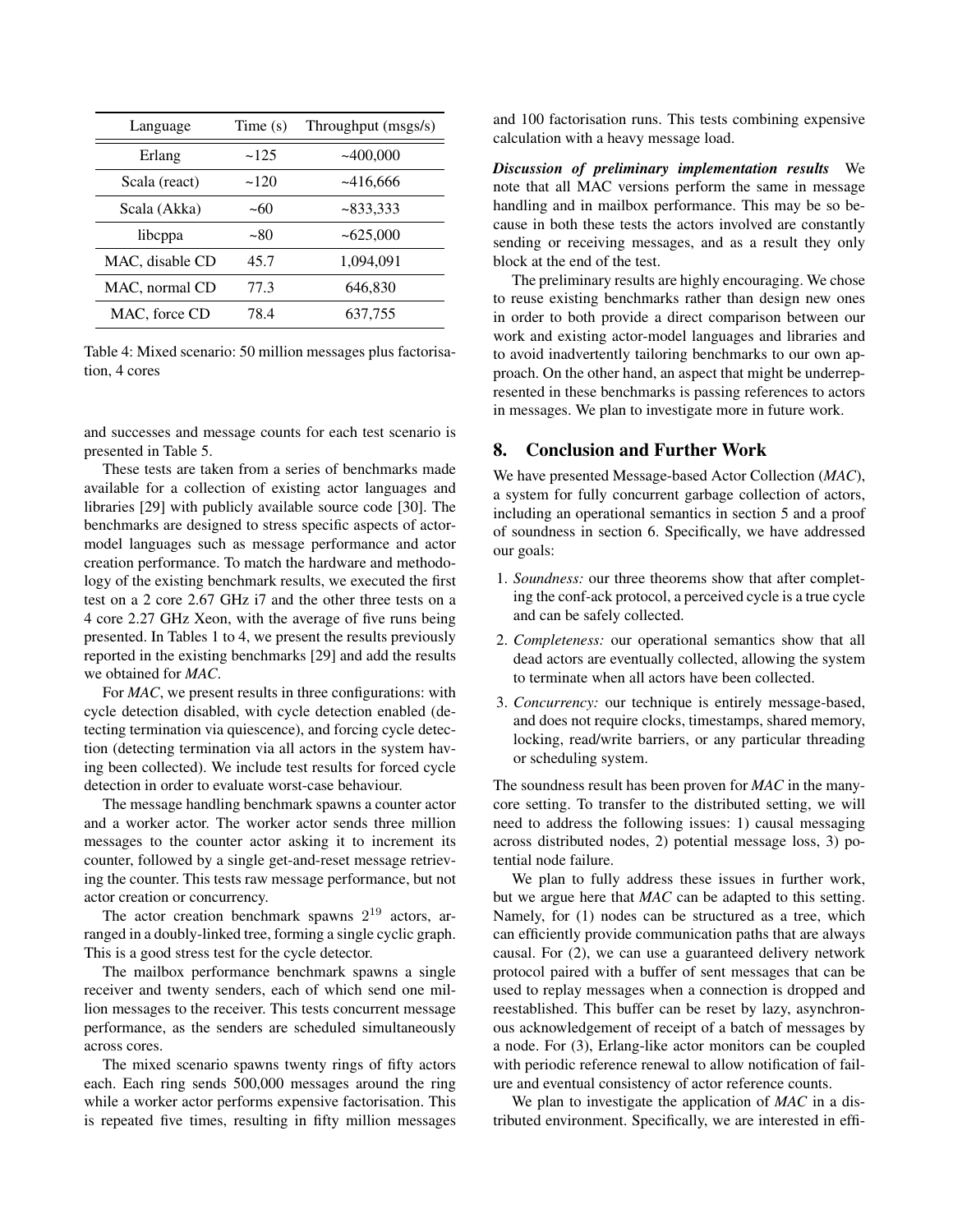| Language | Time (s) | Throughput (msgs/s) |
|---|---|---|
| Erlang | ~125 | ~400,000 |
| Scala (react) | ~120 | ~416,666 |
| Scala (Akka) | ~60 | ~833,333 |
| libcppa | ~80 | ~625,000 |
| MAC, disable CD | 45.7 | 1,094,091 |
| MAC, normal CD | 77.3 | 646,830 |
| MAC, force CD | 78.4 | 637,755 |

Table 4: Mixed scenario: 50 million messages plus factorisation, 4 cores

and successes and message counts for each test scenario is presented in Table 5.

These tests are taken from a series of benchmarks made available for a collection of existing actor languages and libraries [29] with publicly available source code [30]. The benchmarks are designed to stress specific aspects of actor-model languages such as message performance and actor creation performance. To match the hardware and methodology of the existing benchmark results, we executed the first test on a 2 core 2.67 GHz i7 and the other three tests on a 4 core 2.27 GHz Xeon, with the average of five runs being presented. In Tables 1 to 4, we present the results previously reported in the existing benchmarks [29] and add the results we obtained for *MAC*.

For *MAC*, we present results in three configurations: with cycle detection disabled, with cycle detection enabled (detecting termination via quiescence), and forcing cycle detection (detecting termination via all actors in the system having been collected). We include test results for forced cycle detection in order to evaluate worst-case behaviour.

The message handling benchmark spawns a counter actor and a worker actor. The worker actor sends three million messages to the counter actor asking it to increment its counter, followed by a single get-and-reset message retrieving the counter. This tests raw message performance, but not actor creation or concurrency.

The actor creation benchmark spawns $2^{19}$ actors, arranged in a doubly-linked tree, forming a single cyclic graph. This is a good stress test for the cycle detector.

The mailbox performance benchmark spawns a single receiver and twenty senders, each of which send one million messages to the receiver. This tests concurrent message performance, as the senders are scheduled simultaneously across cores.

The mixed scenario spawns twenty rings of fifty actors each. Each ring sends 500,000 messages around the ring while a worker actor performs expensive factorisation. This is repeated five times, resulting in fifty million messages and 100 factorisation runs. This tests combining expensive calculation with a heavy message load.

***Discussion of preliminary implementation results*** We note that all MAC versions perform the same in message handling and in mailbox performance. This may be so because in both these tests the actors involved are constantly sending or receiving messages, and as a result they only block at the end of the test.

The preliminary results are highly encouraging. We chose to reuse existing benchmarks rather than design new ones in order to both provide a direct comparison between our work and existing actor-model languages and libraries and to avoid inadvertently tailoring benchmarks to our own approach. On the other hand, an aspect that might be underrepresented in these benchmarks is passing references to actors in messages. We plan to investigate more in future work.

## 8. Conclusion and Further Work

We have presented Message-based Actor Collection (*MAC*), a system for fully concurrent garbage collection of actors, including an operational semantics in section 5 and a proof of soundness in section 6. Specifically, we have addressed our goals:

1. *Soundness:* our three theorems show that after completing the conf-ack protocol, a perceived cycle is a true cycle and can be safely collected.
2. *Completeness:* our operational semantics show that all dead actors are eventually collected, allowing the system to terminate when all actors have been collected.
3. *Concurrency:* our technique is entirely message-based, and does not require clocks, timestamps, shared memory, locking, read/write barriers, or any particular threading or scheduling system.

The soundness result has been proven for *MAC* in the many-core setting. To transfer to the distributed setting, we will need to address the following issues: 1) causal messaging across distributed nodes, 2) potential message loss, 3) potential node failure.

We plan to fully address these issues in further work, but we argue here that *MAC* can be adapted to this setting. Namely, for (1) nodes can be structured as a tree, which can efficiently provide communication paths that are always causal. For (2), we can use a guaranteed delivery network protocol paired with a buffer of sent messages that can be used to replay messages when a connection is dropped and reestablished. This buffer can be reset by lazy, asynchronous acknowledgement of receipt of a batch of messages by a node. For (3), Erlang-like actor monitors can be coupled with periodic reference renewal to allow notification of failure and eventual consistency of actor reference counts.

We plan to investigate the application of *MAC* in a distributed environment. Specifically, we are interested in effi-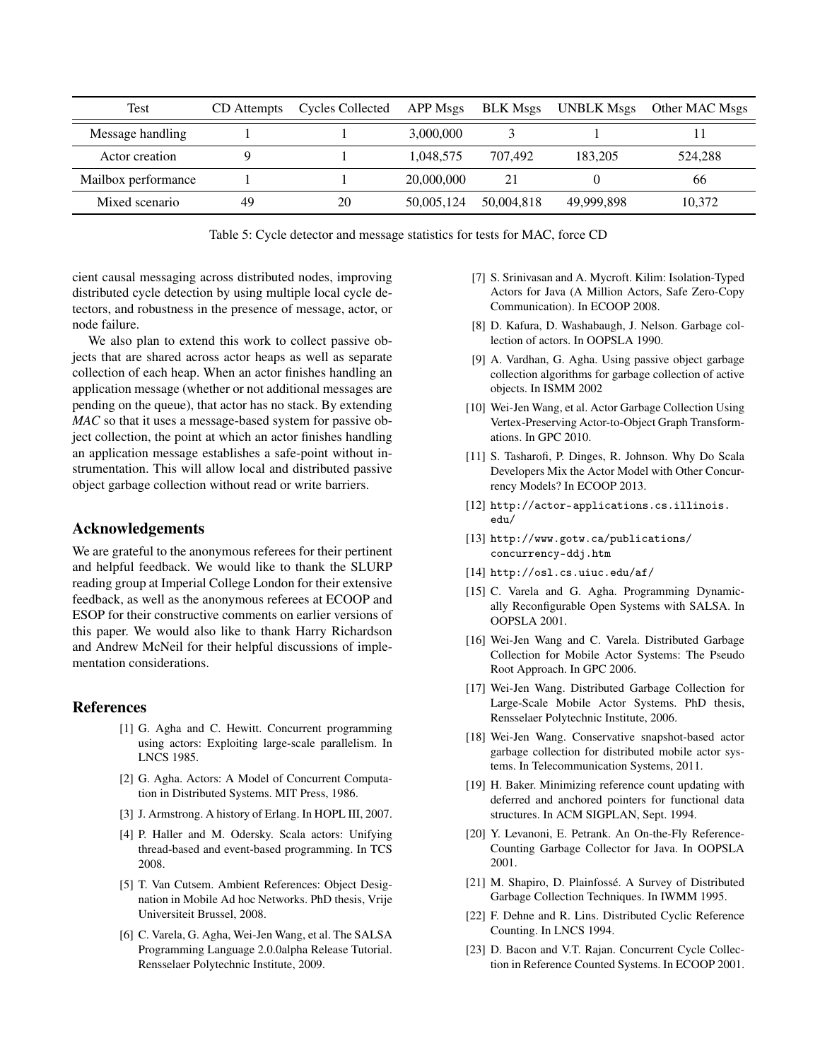| Test | CD Attempts | Cycles Collected | APP Msgs | BLK Msgs | UNBLK Msgs | Other MAC Msgs |
|---|---|---|---|---|---|---|
| Message handling | 1 | 1 | 3,000,000 | 3 | 1 | 11 |
| Actor creation | 9 | 1 | 1,048,575 | 707,492 | 183,205 | 524,288 |
| Mailbox performance | 1 | 1 | 20,000,000 | 21 | 0 | 66 |
| Mixed scenario | 49 | 20 | 50,005,124 | 50,004,818 | 49,999,898 | 10,372 |

Table 5: Cycle detector and message statistics for tests for MAC, force CD

cient causal messaging across distributed nodes, improving distributed cycle detection by using multiple local cycle detectors, and robustness in the presence of message, actor, or node failure.

We also plan to extend this work to collect passive objects that are shared across actor heaps as well as separate collection of each heap. When an actor finishes handling an application message (whether or not additional messages are pending on the queue), that actor has no stack. By extending *MAC* so that it uses a message-based system for passive object collection, the point at which an actor finishes handling an application message establishes a safe-point without instrumentation. This will allow local and distributed passive object garbage collection without read or write barriers.

## Acknowledgements

We are grateful to the anonymous referees for their pertinent and helpful feedback. We would like to thank the SLURP reading group at Imperial College London for their extensive feedback, as well as the anonymous referees at ECOOP and ESOP for their constructive comments on earlier versions of this paper. We would also like to thank Harry Richardson and Andrew McNeil for their helpful discussions of implementation considerations.

## References

[1] G. Agha and C. Hewitt. Concurrent programming using actors: Exploiting large-scale parallelism. In LNCS 1985.

[2] G. Agha. Actors: A Model of Concurrent Computation in Distributed Systems. MIT Press, 1986.

[3] J. Armstrong. A history of Erlang. In HOPL III, 2007.

[4] P. Haller and M. Odersky. Scala actors: Unifying thread-based and event-based programming. In TCS 2008.

[5] T. Van Cutsem. Ambient References: Object Designation in Mobile Ad hoc Networks. PhD thesis, Vrije Universiteit Brussel, 2008.

[6] C. Varela, G. Agha, Wei-Jen Wang, et al. The SALSA Programming Language 2.0.0alpha Release Tutorial. Rensselaer Polytechnic Institute, 2009.

[7] S. Srinivasan and A. Mycroft. Kilim: Isolation-Typed Actors for Java (A Million Actors, Safe Zero-Copy Communication). In ECOOP 2008.

[8] D. Kafura, D. Washabaugh, J. Nelson. Garbage collection of actors. In OOPSLA 1990.

[9] A. Vardhan, G. Agha. Using passive object garbage collection algorithms for garbage collection of active objects. In ISMM 2002

[10] Wei-Jen Wang, et al. Actor Garbage Collection Using Vertex-Preserving Actor-to-Object Graph Transformations. In GPC 2010.

[11] S. Tasharofi, P. Dinges, R. Johnson. Why Do Scala Developers Mix the Actor Model with Other Concurrency Models? In ECOOP 2013.

[12] `http://actor-applications.cs.illinois.edu/`

[13] `http://www.gotw.ca/publications/concurrency-ddj.htm`

[14] `http://osl.cs.uiuc.edu/af/`

[15] C. Varela and G. Agha. Programming Dynamically Reconfigurable Open Systems with SALSA. In OOPSLA 2001.

[16] Wei-Jen Wang and C. Varela. Distributed Garbage Collection for Mobile Actor Systems: The Pseudo Root Approach. In GPC 2006.

[17] Wei-Jen Wang. Distributed Garbage Collection for Large-Scale Mobile Actor Systems. PhD thesis, Rensselaer Polytechnic Institute, 2006.

[18] Wei-Jen Wang. Conservative snapshot-based actor garbage collection for distributed mobile actor systems. In Telecommunication Systems, 2011.

[19] H. Baker. Minimizing reference count updating with deferred and anchored pointers for functional data structures. In ACM SIGPLAN, Sept. 1994.

[20] Y. Levanoni, E. Petrank. An On-the-Fly Reference-Counting Garbage Collector for Java. In OOPSLA 2001.

[21] M. Shapiro, D. Plainfossé. A Survey of Distributed Garbage Collection Techniques. In IWMM 1995.

[22] F. Dehne and R. Lins. Distributed Cyclic Reference Counting. In LNCS 1994.

[23] D. Bacon and V.T. Rajan. Concurrent Cycle Collection in Reference Counted Systems. In ECOOP 2001.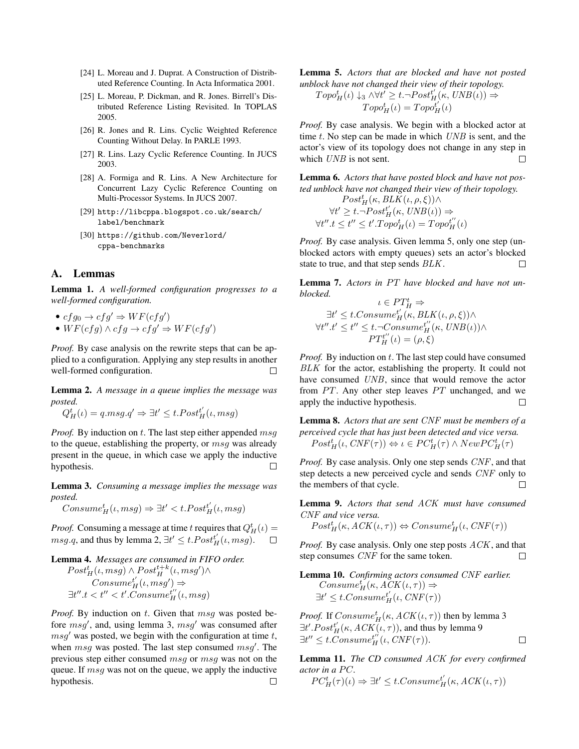[24] L. Moreau and J. Duprat. A Construction of Distributed Reference Counting. In Acta Informatica 2001.

[25] L. Moreau, P. Dickman, and R. Jones. Birrell's Distributed Reference Listing Revisited. In TOPLAS 2005.

[26] R. Jones and R. Lins. Cyclic Weighted Reference Counting Without Delay. In PARLE 1993.

[27] R. Lins. Lazy Cyclic Reference Counting. In JUCS 2003.

[28] A. Formiga and R. Lins. A New Architecture for Concurrent Lazy Cyclic Reference Counting on Multi-Processor Systems. In JUCS 2007.

[29] http://libcppa.blogspot.co.uk/search/label/benchmark

[30] https://github.com/Neverlord/cppa-benchmarks

## A. Lemmas

**Lemma 1.** *A well-formed configuration progresses to a well-formed configuration.*

- $cfg_0 \rightarrow cfg' \Rightarrow WF(cfg')$
- $WF(cfg) \wedge cfg \rightarrow cfg' \Rightarrow WF(cfg')$

*Proof.* By case analysis on the rewrite steps that can be applied to a configuration. Applying any step results in another well-formed configuration. □

**Lemma 2.** *A message in a queue implies the message was posted.*

$$Q^t_H(\iota) = q.msg.q' \Rightarrow \exists t' \leq t.Post^{t'}_H(\iota, msg)$$

*Proof.* By induction on $t$. The last step either appended $msg$ to the queue, establishing the property, or $msg$ was already present in the queue, in which case we apply the inductive hypothesis. □

**Lemma 3.** *Consuming a message implies the message was posted.*

$$Consume^t_H(\iota, msg) \Rightarrow \exists t' < t.Post^{t'}_H(\iota, msg)$$

*Proof.* Consuming a message at time $t$ requires that $Q^t_H(\iota) = msg.q$, and thus by lemma 2, $\exists t' \leq t.Post^{t'}_H(\iota, msg)$. □

**Lemma 4.** *Messages are consumed in FIFO order.*

$$Post^t_H(\iota, msg) \wedge Post^{t+k}_H(\iota, msg') \wedge Consume^{t'}_H(\iota, msg') \Rightarrow \exists t''.t < t'' < t'.Consume^{t''}_H(\iota, msg)$$

*Proof.* By induction on $t$. Given that $msg$ was posted before $msg'$, and, using lemma 3, $msg'$ was consumed after $msg'$ was posted, we begin with the configuration at time $t$, when $msg$ was posted. The last step consumed $msg'$. The previous step either consumed $msg$ or $msg$ was not on the queue. If $msg$ was not on the queue, we apply the inductive hypothesis. □

**Lemma 5.** *Actors that are blocked and have not posted unblock have not changed their view of their topology.*

$$Topo^t_H(\iota) \downarrow_3 \wedge \forall t' \geq t.\neg Post^{t'}_H(\kappa, UNB(\iota)) \Rightarrow Topo^t_H(\iota) = Topo^{t'}_H(\iota)$$

*Proof.* By case analysis. We begin with a blocked actor at time $t$. No step can be made in which $UNB$ is sent, and the actor's view of its topology does not change in any step in which $UNB$ is not sent. □

**Lemma 6.** *Actors that have posted block and have not posted unblock have not changed their view of their topology.*

$$Post^t_H(\kappa, BLK(\iota, \rho, \xi)) \wedge \forall t' \geq t.\neg Post^{t'}_H(\kappa, UNB(\iota)) \Rightarrow \forall t''.t \leq t'' \leq t'.Topo^t_H(\iota) = Topo^{t''}_H(\iota)$$

*Proof.* By case analysis. Given lemma 5, only one step (unblocked actors with empty queues) sets an actor's blocked state to true, and that step sends $BLK$. □

**Lemma 7.** *Actors in $PT$ have blocked and have not unblocked.*

$$\iota \in PT^t_H \Rightarrow \exists t' \leq t.Consume^{t'}_H(\kappa, BLK(\iota, \rho, \xi)) \wedge \forall t''.t' \leq t'' \leq t.\neg Consume^{t''}_H(\kappa, UNB(\iota)) \wedge PT^{t''}_H(\iota) = (\rho, \xi)$$

*Proof.* By induction on $t$. The last step could have consumed $BLK$ for the actor, establishing the property. It could not have consumed $UNB$, since that would remove the actor from $PT$. Any other step leaves $PT$ unchanged, and we apply the inductive hypothesis. □

**Lemma 8.** *Actors that are sent $CNF$ must be members of a perceived cycle that has just been detected and vice versa.*

$$Post^t_H(\iota, CNF(\tau)) \Leftrightarrow \iota \in PC^t_H(\tau) \wedge NewPC^t_H(\tau)$$

*Proof.* By case analysis. Only one step sends $CNF$, and that step detects a new perceived cycle and sends $CNF$ only to the members of that cycle. □

**Lemma 9.** *Actors that send $ACK$ must have consumed $CNF$ and vice versa.*

$$Post^t_H(\kappa, ACK(\iota, \tau)) \Leftrightarrow Consume^t_H(\iota, CNF(\tau))$$

*Proof.* By case analysis. Only one step posts $ACK$, and that step consumes $CNF$ for the same token. □

**Lemma 10.** *Confirming actors consumed $CNF$ earlier.*

$$Consume^t_H(\kappa, ACK(\iota, \tau)) \Rightarrow \exists t' \leq t.Consume^{t'}_H(\iota, CNF(\tau))$$

*Proof.* If $Consume^t_H(\kappa, ACK(\iota, \tau))$ then by lemma 3 $\exists t'.Post^{t'}_H(\kappa, ACK(\iota, \tau))$, and thus by lemma 9 $\exists t'' \leq t.Consume^{t''}_H(\iota, CNF(\tau))$. □

**Lemma 11.** *The CD consumed $ACK$ for every confirmed actor in a $PC$.*

$$PC^t_H(\tau)(\iota) \Rightarrow \exists t' \leq t.Consume^{t'}_H(\kappa, ACK(\iota, \tau))$$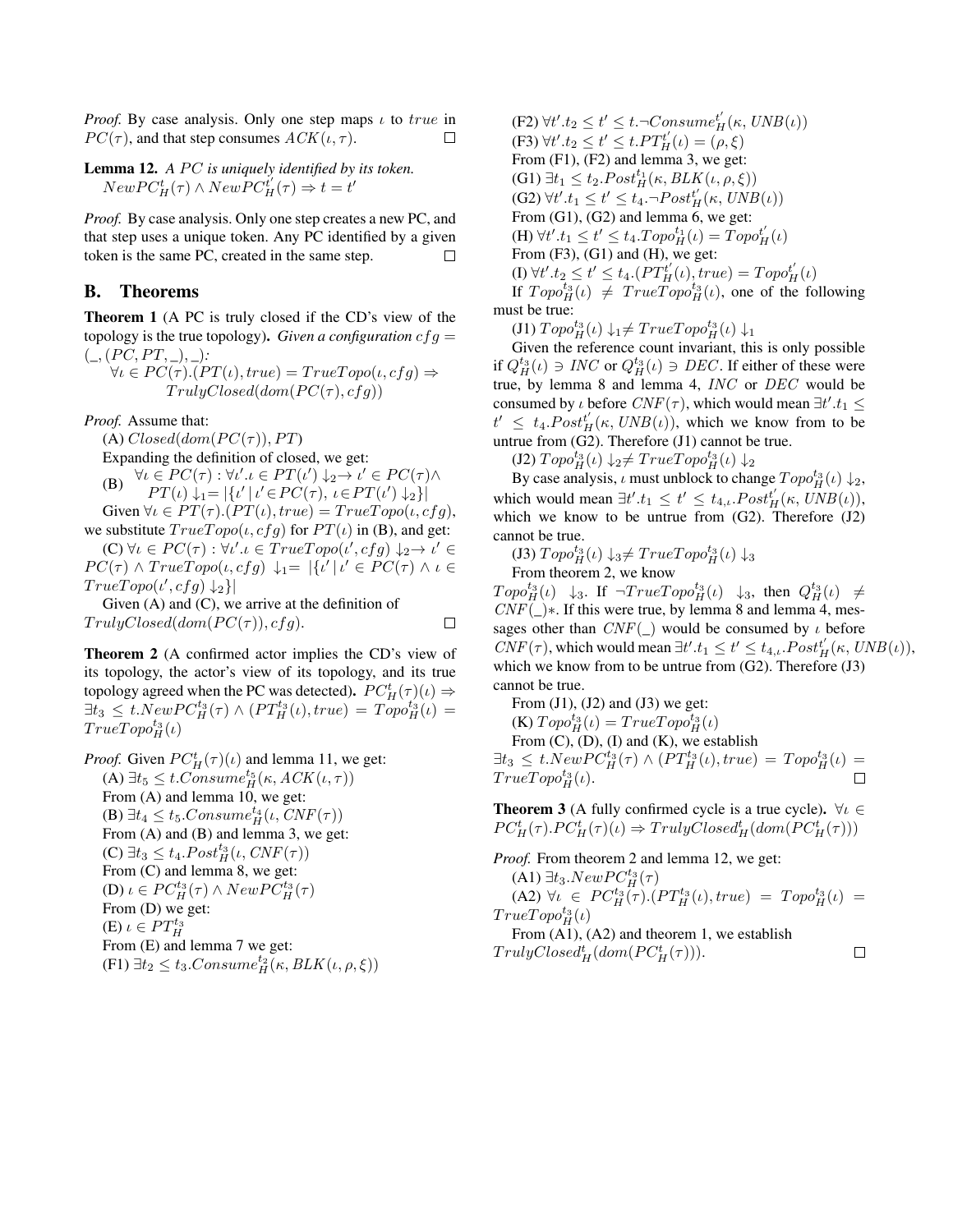*Proof.* By case analysis. Only one step maps $\iota$ to $true$ in $PC(\tau)$, and that step consumes $ACK(\iota, \tau)$. □

**Lemma 12.** *A PC is uniquely identified by its token.*
$NewPC^t_H(\tau) \wedge NewPC^{t'}_H(\tau) \Rightarrow t = t'$

*Proof.* By case analysis. Only one step creates a new PC, and that step uses a unique token. Any PC identified by a given token is the same PC, created in the same step. □

## B. Theorems

**Theorem 1** (A PC is truly closed if the CD's view of the topology is the true topology)**.** *Given a configuration* $cfg = (\_, (PC, PT, \_), \_)$*:*

$$\forall \iota \in PC(\tau).(PT(\iota), true) = TrueTopo(\iota, cfg) \Rightarrow TrulyClosed(dom(PC(\tau), cfg))$$

*Proof.* Assume that:

(A) $Closed(dom(PC(\tau)), PT)$

Expanding the definition of closed, we get:

(B) $\forall \iota \in PC(\tau) : \forall \iota'.\iota \in PT(\iota') \downarrow_2 \rightarrow \iota' \in PC(\tau) \wedge PT(\iota) \downarrow_1 = |\{\iota' \mid \iota' \in PC(\tau),\ \iota \in PT(\iota') \downarrow_2\}|$

Given $\forall \iota \in PT(\tau).(PT(\iota), true) = TrueTopo(\iota, cfg)$, we substitute $TrueTopo(\iota, cfg)$ for $PT(\iota)$ in (B), and get:

(C) $\forall \iota \in PC(\tau) : \forall \iota'.\iota \in TrueTopo(\iota', cfg) \downarrow_2 \rightarrow \iota' \in PC(\tau) \wedge TrueTopo(\iota, cfg) \downarrow_1 = |\{\iota' \mid \iota' \in PC(\tau) \wedge \iota \in TrueTopo(\iota', cfg) \downarrow_2\}|$

Given (A) and (C), we arrive at the definition of $TrulyClosed(dom(PC(\tau)), cfg)$. □

**Theorem 2** (A confirmed actor implies the CD's view of its topology, the actor's view of its topology, and its true topology agreed when the PC was detected)**.** $PC^t_H(\tau)(\iota) \Rightarrow \exists t_3 \leq t.NewPC^{t_3}_H(\tau) \wedge (PT^{t_3}_H(\iota), true) = Topo^{t_3}_H(\iota) = TrueTopo^{t_3}_H(\iota)$

*Proof.* Given $PC^t_H(\tau)(\iota)$ and lemma 11, we get:

(A) $\exists t_5 \leq t.Consume^{t_5}_H(\kappa, ACK(\iota, \tau))$

From (A) and lemma 10, we get:

(B) $\exists t_4 \leq t_5.Consume^{t_4}_H(\iota, CNF(\tau))$

From (A) and (B) and lemma 3, we get:

(C) $\exists t_3 \leq t_4.Post^{t_3}_H(\iota, CNF(\tau))$

From (C) and lemma 8, we get:

(D) $\iota \in PC^{t_3}_H \wedge NewPC^{t_3}_H(\tau)$

From (D) we get:

(E) $\iota \in PT^{t_3}_H$

From (E) and lemma 7 we get:

(F1) $\exists t_2 \leq t_3.Consume^{t_2}_H(\kappa, BLK(\iota, \rho, \xi))$

(F2) $\forall t'.t_2 \leq t' \leq t.\neg Consume^{t'}_H(\kappa, UNB(\iota))$

(F3) $\forall t'.t_2 \leq t' \leq t.PT^{t'}_H(\iota) = (\rho, \xi)$

From (F1), (F2) and lemma 3, we get:

(G1) $\exists t_1 \leq t_2.Post^{t_1}_H(\kappa, BLK(\iota, \rho, \xi))$

(G2) $\forall t'.t_1 \leq t' \leq t_4.\neg Post^{t'}_H(\kappa, UNB(\iota))$

From (G1), (G2) and lemma 6, we get:

(H) $\forall t'.t_1 \leq t' \leq t_4.Topo^{t_1}_H(\iota) = Topo^{t'}_H(\iota)$

From (F3), (G1) and (H), we get:

(I) $\forall t'.t_2 \leq t' \leq t_4.(PT^{t'}_H(\iota), true) = Topo^{t'}_H(\iota)$

If $Topo^{t_3}_H(\iota) \neq TrueTopo^{t_3}_H(\iota)$, one of the following must be true:

(J1) $Topo^{t_3}_H(\iota) \downarrow_1 \neq TrueTopo^{t_3}_H(\iota) \downarrow_1$

Given the reference count invariant, this is only possible if $Q^{t_3}_H(\iota) \ni INC$ or $Q^{t_3}_H(\iota) \ni DEC$. If either of these were true, by lemma 8 and lemma 4, $INC$ or $DEC$ would be consumed by $\iota$ before $CNF(\tau)$, which would mean $\exists t'.t_1 \leq t' \leq t_4.Post^{t'}_H(\kappa, UNB(\iota))$, which we know from to be untrue from (G2). Therefore (J1) cannot be true.

(J2) $Topo^{t_3}_H(\iota) \downarrow_2 \neq TrueTopo^{t_3}_H(\iota) \downarrow_2$

By case analysis, $\iota$ must unblock to change $Topo^{t_3}_H(\iota) \downarrow_2$, which would mean $\exists t'.t_1 \leq t' \leq t_{4,\iota}.Post^{t'}_H(\kappa, UNB(\iota))$, which we know to be untrue from (G2). Therefore (J2) cannot be true.

(J3) $Topo^{t_3}_H(\iota) \downarrow_3 \neq TrueTopo^{t_3}_H(\iota) \downarrow_3$

From theorem 2, we know $Topo^{t_3}_H(\iota) \downarrow_3$. If $\neg TrueTopo^{t_3}_H(\iota) \downarrow_3$, then $Q^{t_3}_H(\iota) \neq CNF(\_)*$. If this were true, by lemma 8 and lemma 4, messages other than $CNF(\_)$ would be consumed by $\iota$ before $CNF(\tau)$, which would mean $\exists t'.t_1 \leq t' \leq t_{4,\iota}.Post^{t'}_H(\kappa, UNB(\iota))$, which we know to be untrue from (G2). Therefore (J3) cannot be true.

From (J1), (J2) and (J3) we get:

(K) $Topo^{t_3}_H(\iota) = TrueTopo^{t_3}_H(\iota)$

From (C), (D), (I) and (K), we establish $\exists t_3 \leq t.NewPC^{t_3}_H(\tau) \wedge (PT^{t_3}_H(\iota), true) = Topo^{t_3}_H(\iota) = TrueTopo^{t_3}_H(\iota)$. □

**Theorem 3** (A fully confirmed cycle is a true cycle)**.** $\forall \iota \in PC^t_H(\tau).PC^t_H(\tau)(\iota) \Rightarrow TrulyClosed^t_H(dom(PC^t_H(\tau)))$

*Proof.* From theorem 2 and lemma 12, we get:

(A1) $\exists t_3.NewPC^{t_3}_H(\tau)$

(A2) $\forall \iota \in PC^{t_3}_H(\tau).(PT^{t_3}_H(\iota), true) = Topo^{t_3}_H(\iota) = TrueTopo^{t_3}_H(\iota)$

From (A1), (A2) and theorem 1, we establish $TrulyClosed^t_H(dom(PC^t_H(\tau)))$. □